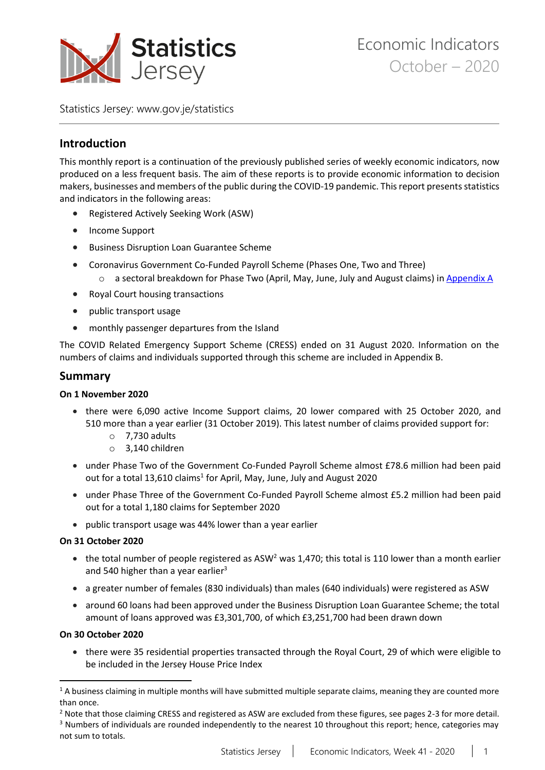Statistics Jersey

# Economic Indicators October – 2020

Statistics Jersey: www.gov.je/statistics

## Introduction

This monthly report is a continuation of the previously published series of weekly economic indicators, now produced on a less frequent basis. The aim of these reports is to provide economic information to decision makers, businesses and members of the public during the COVID-19 pandemic. This report presents statistics and indicators in the following areas:

- Registered Actively Seeking Work (ASW)
- Income Support
- Business Disruption Loan Guarantee Scheme
- Coronavirus Government Co-Funded Payroll Scheme (Phases One, Two and Three)
  - a sectoral breakdown for Phase Two (April, May, June, July and August claims) in Appendix A
- Royal Court housing transactions
- public transport usage
- monthly passenger departures from the Island

The COVID Related Emergency Support Scheme (CRESS) ended on 31 August 2020. Information on the numbers of claims and individuals supported through this scheme are included in Appendix B.

## Summary

**On 1 November 2020**

- there were 6,090 active Income Support claims, 20 lower compared with 25 October 2020, and 510 more than a year earlier (31 October 2019). This latest number of claims provided support for:
  - 7,730 adults
  - 3,140 children
- under Phase Two of the Government Co-Funded Payroll Scheme almost £78.6 million had been paid out for a total 13,610 claims[1] for April, May, June, July and August 2020
- under Phase Three of the Government Co-Funded Payroll Scheme almost £5.2 million had been paid out for a total 1,180 claims for September 2020
- public transport usage was 44% lower than a year earlier

**On 31 October 2020**

- the total number of people registered as ASW[2] was 1,470; this total is 110 lower than a month earlier and 540 higher than a year earlier[3]
- a greater number of females (830 individuals) than males (640 individuals) were registered as ASW
- around 60 loans had been approved under the Business Disruption Loan Guarantee Scheme; the total amount of loans approved was £3,301,700, of which £3,251,700 had been drawn down

**On 30 October 2020**

- there were 35 residential properties transacted through the Royal Court, 29 of which were eligible to be included in the Jersey House Price Index

---

[1] A business claiming in multiple months will have submitted multiple separate claims, meaning they are counted more than once.

[2] Note that those claiming CRESS and registered as ASW are excluded from these figures, see pages 2-3 for more detail.

[3] Numbers of individuals are rounded independently to the nearest 10 throughout this report; hence, categories may not sum to totals.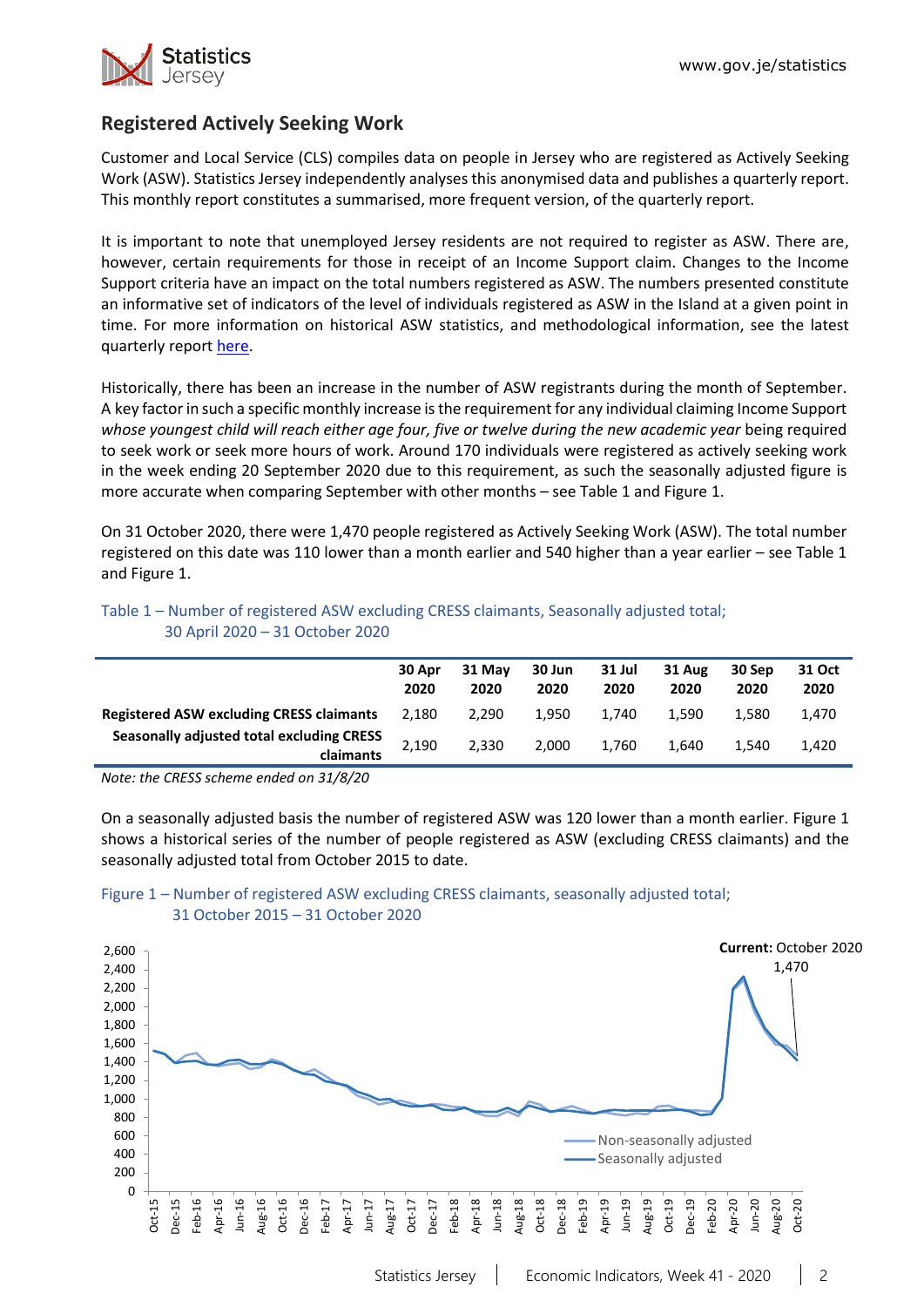## Registered Actively Seeking Work

Customer and Local Service (CLS) compiles data on people in Jersey who are registered as Actively Seeking Work (ASW). Statistics Jersey independently analyses this anonymised data and publishes a quarterly report. This monthly report constitutes a summarised, more frequent version, of the quarterly report.

It is important to note that unemployed Jersey residents are not required to register as ASW. There are, however, certain requirements for those in receipt of an Income Support claim. Changes to the Income Support criteria have an impact on the total numbers registered as ASW. The numbers presented constitute an informative set of indicators of the level of individuals registered as ASW in the Island at a given point in time. For more information on historical ASW statistics, and methodological information, see the latest quarterly report here.

Historically, there has been an increase in the number of ASW registrants during the month of September. A key factor in such a specific monthly increase is the requirement for any individual claiming Income Support *whose youngest child will reach either age four, five or twelve during the new academic year* being required to seek work or seek more hours of work. Around 170 individuals were registered as actively seeking work in the week ending 20 September 2020 due to this requirement, as such the seasonally adjusted figure is more accurate when comparing September with other months – see Table 1 and Figure 1.

On 31 October 2020, there were 1,470 people registered as Actively Seeking Work (ASW). The total number registered on this date was 110 lower than a month earlier and 540 higher than a year earlier – see Table 1 and Figure 1.

Table 1 – Number of registered ASW excluding CRESS claimants, Seasonally adjusted total; 30 April 2020 – 31 October 2020

| | 30 Apr 2020 | 31 May 2020 | 30 Jun 2020 | 31 Jul 2020 | 31 Aug 2020 | 30 Sep 2020 | 31 Oct 2020 |
|---|---|---|---|---|---|---|---|
| **Registered ASW excluding CRESS claimants** | 2,180 | 2,290 | 1,950 | 1,740 | 1,590 | 1,580 | 1,470 |
| **Seasonally adjusted total excluding CRESS claimants** | 2,190 | 2,330 | 2,000 | 1,760 | 1,640 | 1,540 | 1,420 |

*Note: the CRESS scheme ended on 31/8/20*

On a seasonally adjusted basis the number of registered ASW was 120 lower than a month earlier. Figure 1 shows a historical series of the number of people registered as ASW (excluding CRESS claimants) and the seasonally adjusted total from October 2015 to date.

Figure 1 – Number of registered ASW excluding CRESS claimants, seasonally adjusted total; 31 October 2015 – 31 October 2020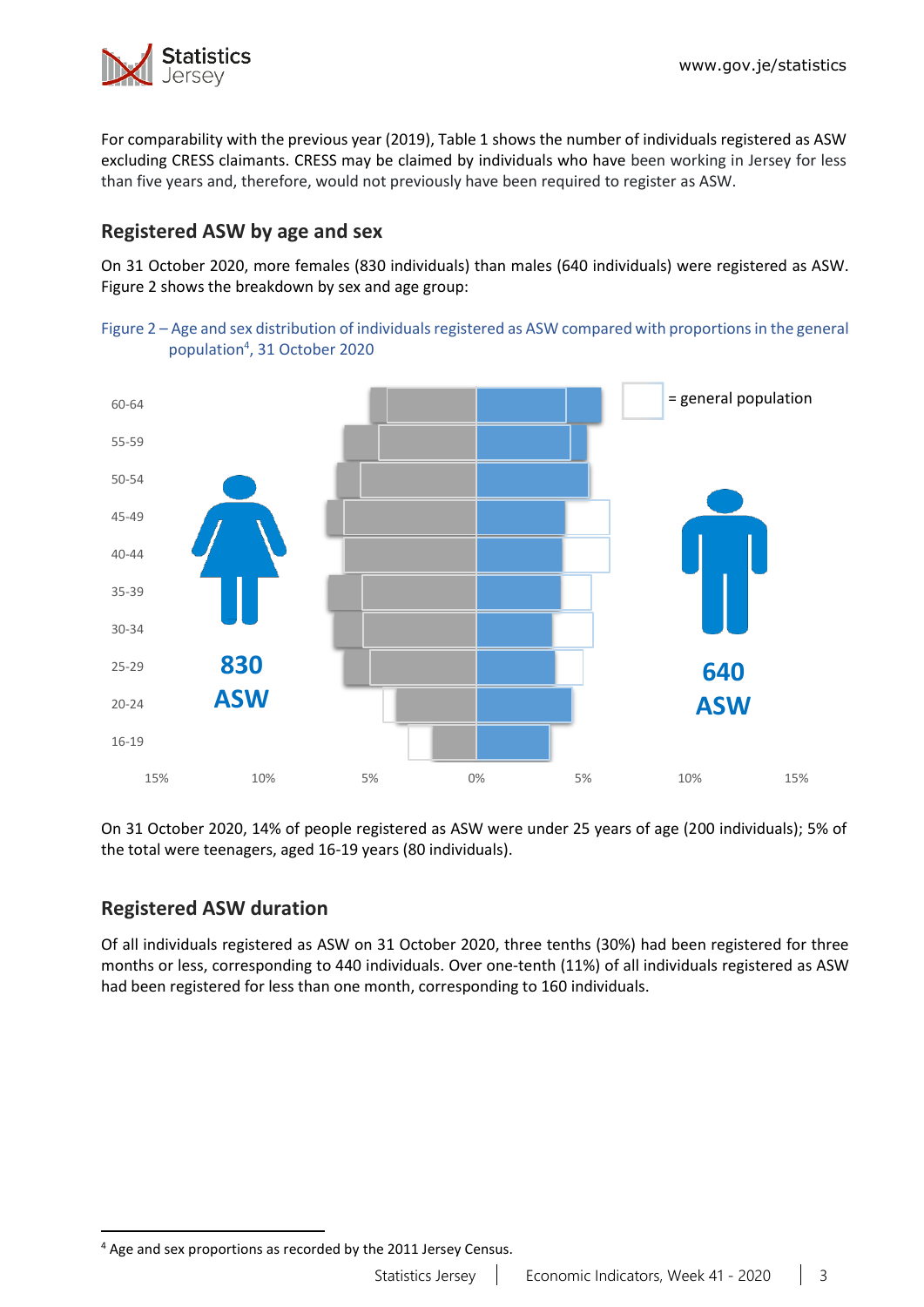For comparability with the previous year (2019), Table 1 shows the number of individuals registered as ASW excluding CRESS claimants. CRESS may be claimed by individuals who have been working in Jersey for less than five years and, therefore, would not previously have been required to register as ASW.

## Registered ASW by age and sex

On 31 October 2020, more females (830 individuals) than males (640 individuals) were registered as ASW. Figure 2 shows the breakdown by sex and age group:

Figure 2 – Age and sex distribution of individuals registered as ASW compared with proportions in the general population[4], 31 October 2020

On 31 October 2020, 14% of people registered as ASW were under 25 years of age (200 individuals); 5% of the total were teenagers, aged 16-19 years (80 individuals).

## Registered ASW duration

Of all individuals registered as ASW on 31 October 2020, three tenths (30%) had been registered for three months or less, corresponding to 440 individuals. Over one-tenth (11%) of all individuals registered as ASW had been registered for less than one month, corresponding to 160 individuals.

[4] Age and sex proportions as recorded by the 2011 Jersey Census.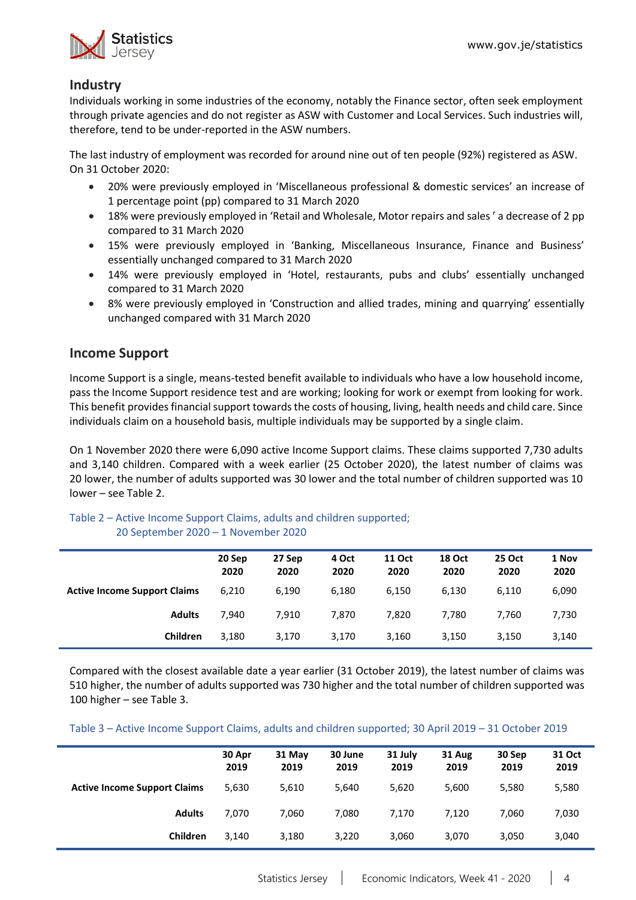## Industry

Individuals working in some industries of the economy, notably the Finance sector, often seek employment through private agencies and do not register as ASW with Customer and Local Services. Such industries will, therefore, tend to be under-reported in the ASW numbers.

The last industry of employment was recorded for around nine out of ten people (92%) registered as ASW. On 31 October 2020:

- 20% were previously employed in 'Miscellaneous professional & domestic services' an increase of 1 percentage point (pp) compared to 31 March 2020
- 18% were previously employed in 'Retail and Wholesale, Motor repairs and sales ' a decrease of 2 pp compared to 31 March 2020
- 15% were previously employed in 'Banking, Miscellaneous Insurance, Finance and Business' essentially unchanged compared to 31 March 2020
- 14% were previously employed in 'Hotel, restaurants, pubs and clubs' essentially unchanged compared to 31 March 2020
- 8% were previously employed in 'Construction and allied trades, mining and quarrying' essentially unchanged compared with 31 March 2020

## Income Support

Income Support is a single, means-tested benefit available to individuals who have a low household income, pass the Income Support residence test and are working; looking for work or exempt from looking for work. This benefit provides financial support towards the costs of housing, living, health needs and child care. Since individuals claim on a household basis, multiple individuals may be supported by a single claim.

On 1 November 2020 there were 6,090 active Income Support claims. These claims supported 7,730 adults and 3,140 children. Compared with a week earlier (25 October 2020), the latest number of claims was 20 lower, the number of adults supported was 30 lower and the total number of children supported was 10 lower – see Table 2.

Table 2 – Active Income Support Claims, adults and children supported; 20 September 2020 – 1 November 2020

| | 20 Sep 2020 | 27 Sep 2020 | 4 Oct 2020 | 11 Oct 2020 | 18 Oct 2020 | 25 Oct 2020 | 1 Nov 2020 |
|---|---|---|---|---|---|---|---|
| **Active Income Support Claims** | 6,210 | 6,190 | 6,180 | 6,150 | 6,130 | 6,110 | 6,090 |
| **Adults** | 7,940 | 7,910 | 7,870 | 7,820 | 7,780 | 7,760 | 7,730 |
| **Children** | 3,180 | 3,170 | 3,170 | 3,160 | 3,150 | 3,150 | 3,140 |

Compared with the closest available date a year earlier (31 October 2019), the latest number of claims was 510 higher, the number of adults supported was 730 higher and the total number of children supported was 100 higher – see Table 3.

Table 3 – Active Income Support Claims, adults and children supported; 30 April 2019 – 31 October 2019

| | 30 Apr 2019 | 31 May 2019 | 30 June 2019 | 31 July 2019 | 31 Aug 2019 | 30 Sep 2019 | 31 Oct 2019 |
|---|---|---|---|---|---|---|---|
| **Active Income Support Claims** | 5,630 | 5,610 | 5,640 | 5,620 | 5,600 | 5,580 | 5,580 |
| **Adults** | 7,070 | 7,060 | 7,080 | 7,170 | 7,120 | 7,060 | 7,030 |
| **Children** | 3,140 | 3,180 | 3,220 | 3,060 | 3,070 | 3,050 | 3,040 |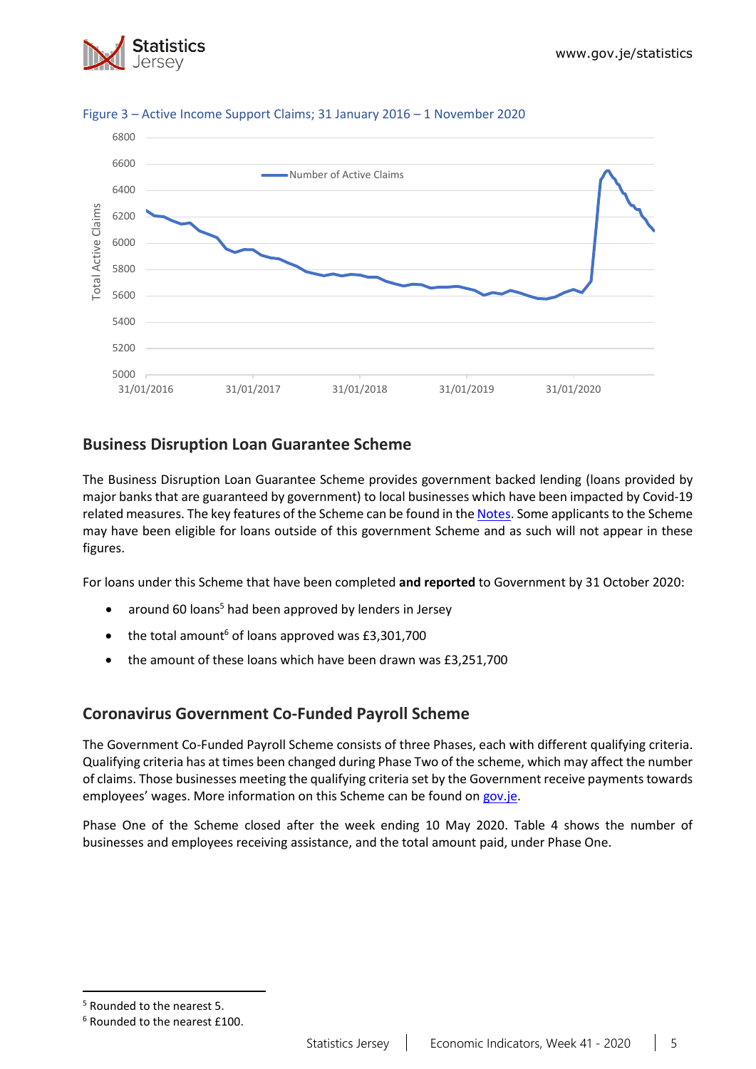Figure 3 – Active Income Support Claims; 31 January 2016 – 1 November 2020

## Business Disruption Loan Guarantee Scheme

The Business Disruption Loan Guarantee Scheme provides government backed lending (loans provided by major banks that are guaranteed by government) to local businesses which have been impacted by Covid-19 related measures. The key features of the Scheme can be found in the Notes. Some applicants to the Scheme may have been eligible for loans outside of this government Scheme and as such will not appear in these figures.

For loans under this Scheme that have been completed **and reported** to Government by 31 October 2020:

- around 60 loans[5] had been approved by lenders in Jersey
- the total amount[6] of loans approved was £3,301,700
- the amount of these loans which have been drawn was £3,251,700

## Coronavirus Government Co-Funded Payroll Scheme

The Government Co-Funded Payroll Scheme consists of three Phases, each with different qualifying criteria. Qualifying criteria has at times been changed during Phase Two of the scheme, which may affect the number of claims. Those businesses meeting the qualifying criteria set by the Government receive payments towards employees' wages. More information on this Scheme can be found on gov.je.

Phase One of the Scheme closed after the week ending 10 May 2020. Table 4 shows the number of businesses and employees receiving assistance, and the total amount paid, under Phase One.

[5] Rounded to the nearest 5.

[6] Rounded to the nearest £100.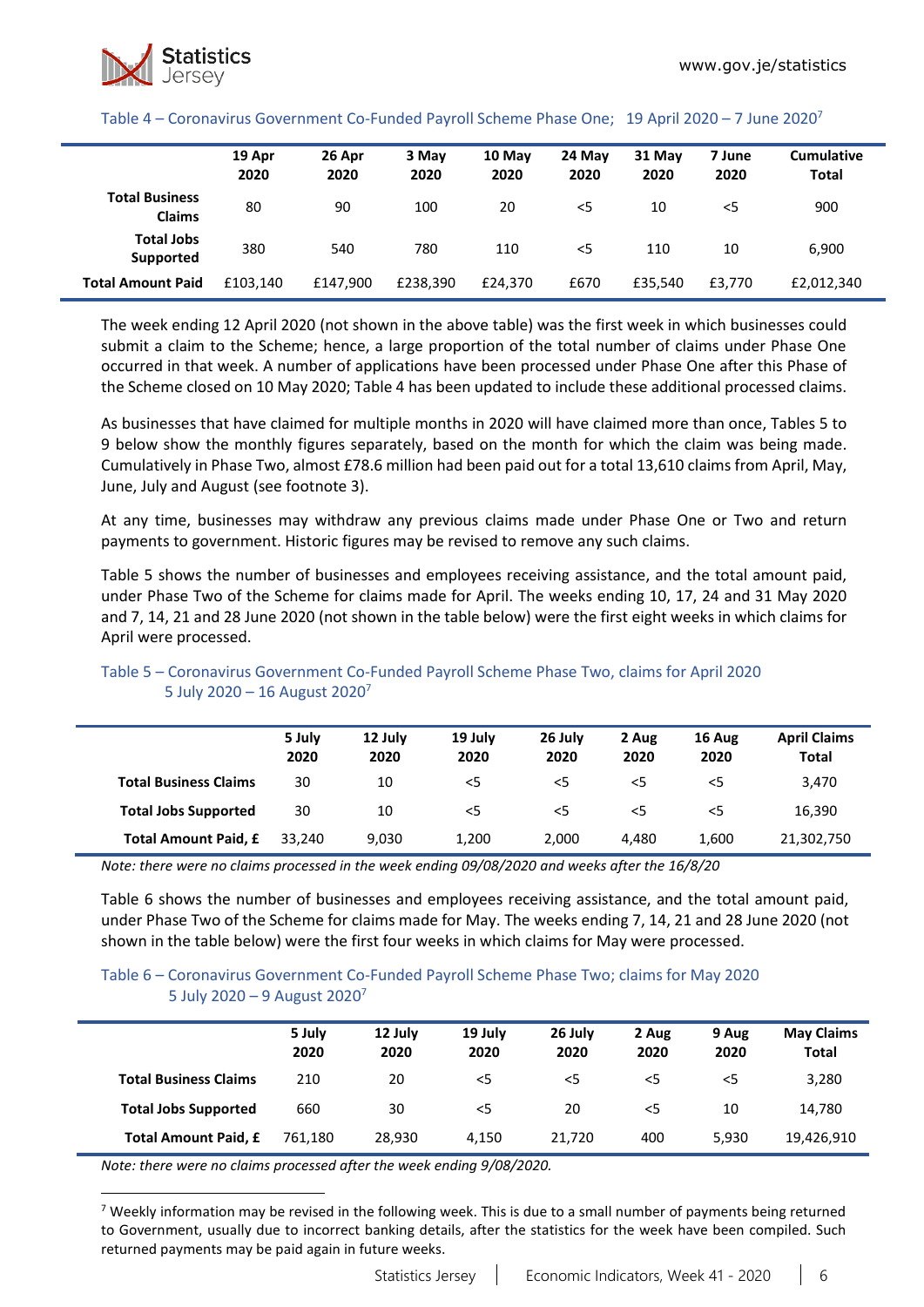Table 4 – Coronavirus Government Co-Funded Payroll Scheme Phase One; 19 April 2020 – 7 June 2020[7]

| | 19 Apr 2020 | 26 Apr 2020 | 3 May 2020 | 10 May 2020 | 24 May 2020 | 31 May 2020 | 7 June 2020 | Cumulative Total |
|---|---|---|---|---|---|---|---|---|
| **Total Business Claims** | 80 | 90 | 100 | 20 | <5 | 10 | <5 | 900 |
| **Total Jobs Supported** | 380 | 540 | 780 | 110 | <5 | 110 | 10 | 6,900 |
| **Total Amount Paid** | £103,140 | £147,900 | £238,390 | £24,370 | £670 | £35,540 | £3,770 | £2,012,340 |

The week ending 12 April 2020 (not shown in the above table) was the first week in which businesses could submit a claim to the Scheme; hence, a large proportion of the total number of claims under Phase One occurred in that week. A number of applications have been processed under Phase One after this Phase of the Scheme closed on 10 May 2020; Table 4 has been updated to include these additional processed claims.

As businesses that have claimed for multiple months in 2020 will have claimed more than once, Tables 5 to 9 below show the monthly figures separately, based on the month for which the claim was being made. Cumulatively in Phase Two, almost £78.6 million had been paid out for a total 13,610 claims from April, May, June, July and August (see footnote 3).

At any time, businesses may withdraw any previous claims made under Phase One or Two and return payments to government. Historic figures may be revised to remove any such claims.

Table 5 shows the number of businesses and employees receiving assistance, and the total amount paid, under Phase Two of the Scheme for claims made for April. The weeks ending 10, 17, 24 and 31 May 2020 and 7, 14, 21 and 28 June 2020 (not shown in the table below) were the first eight weeks in which claims for April were processed.

Table 5 – Coronavirus Government Co-Funded Payroll Scheme Phase Two, claims for April 2020 5 July 2020 – 16 August 2020[7]

| | 5 July 2020 | 12 July 2020 | 19 July 2020 | 26 July 2020 | 2 Aug 2020 | 16 Aug 2020 | April Claims Total |
|---|---|---|---|---|---|---|---|
| **Total Business Claims** | 30 | 10 | <5 | <5 | <5 | <5 | 3,470 |
| **Total Jobs Supported** | 30 | 10 | <5 | <5 | <5 | <5 | 16,390 |
| **Total Amount Paid, £** | 33,240 | 9,030 | 1,200 | 2,000 | 4,480 | 1,600 | 21,302,750 |

*Note: there were no claims processed in the week ending 09/08/2020 and weeks after the 16/8/20*

Table 6 shows the number of businesses and employees receiving assistance, and the total amount paid, under Phase Two of the Scheme for claims made for May. The weeks ending 7, 14, 21 and 28 June 2020 (not shown in the table below) were the first four weeks in which claims for May were processed.

Table 6 – Coronavirus Government Co-Funded Payroll Scheme Phase Two; claims for May 2020 5 July 2020 – 9 August 2020[7]

| | 5 July 2020 | 12 July 2020 | 19 July 2020 | 26 July 2020 | 2 Aug 2020 | 9 Aug 2020 | May Claims Total |
|---|---|---|---|---|---|---|---|
| **Total Business Claims** | 210 | 20 | <5 | <5 | <5 | <5 | 3,280 |
| **Total Jobs Supported** | 660 | 30 | <5 | 20 | <5 | 10 | 14,780 |
| **Total Amount Paid, £** | 761,180 | 28,930 | 4,150 | 21,720 | 400 | 5,930 | 19,426,910 |

*Note: there were no claims processed after the week ending 9/08/2020.*

[7] Weekly information may be revised in the following week. This is due to a small number of payments being returned to Government, usually due to incorrect banking details, after the statistics for the week have been compiled. Such returned payments may be paid again in future weeks.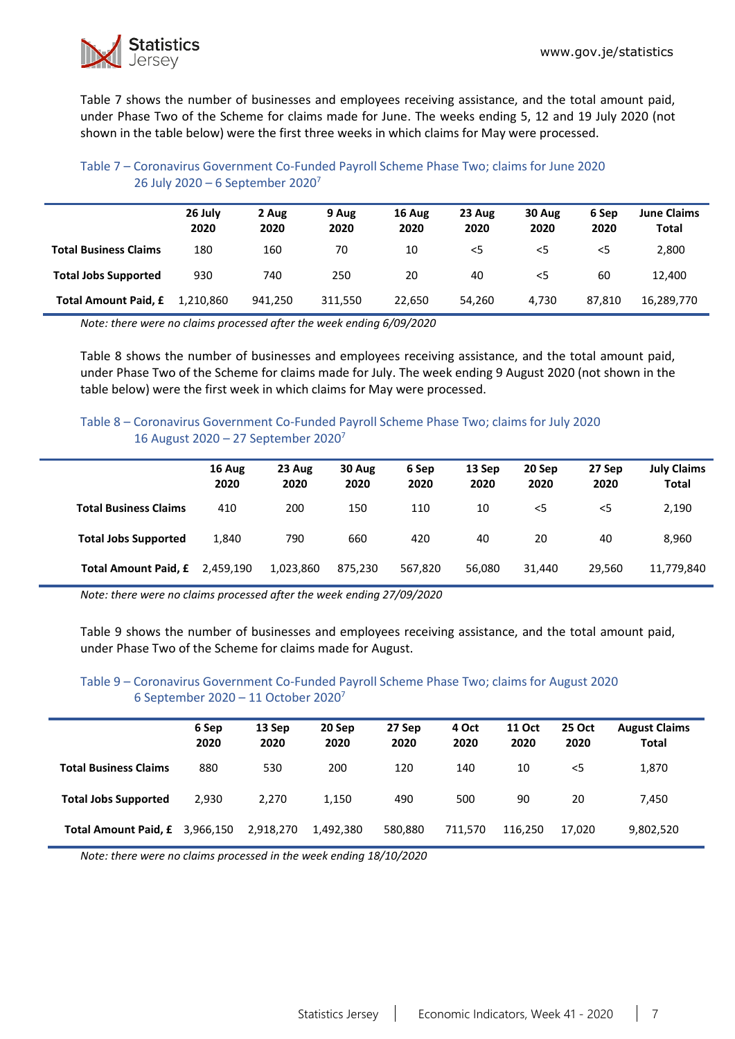Table 7 shows the number of businesses and employees receiving assistance, and the total amount paid, under Phase Two of the Scheme for claims made for June. The weeks ending 5, 12 and 19 July 2020 (not shown in the table below) were the first three weeks in which claims for May were processed.

Table 7 – Coronavirus Government Co-Funded Payroll Scheme Phase Two; claims for June 2020
26 July 2020 – 6 September 2020[7]

| | 26 July 2020 | 2 Aug 2020 | 9 Aug 2020 | 16 Aug 2020 | 23 Aug 2020 | 30 Aug 2020 | 6 Sep 2020 | June Claims Total |
|---|---|---|---|---|---|---|---|---|
| **Total Business Claims** | 180 | 160 | 70 | 10 | <5 | <5 | <5 | 2,800 |
| **Total Jobs Supported** | 930 | 740 | 250 | 20 | 40 | <5 | 60 | 12,400 |
| **Total Amount Paid, £** | 1,210,860 | 941,250 | 311,550 | 22,650 | 54,260 | 4,730 | 87,810 | 16,289,770 |

*Note: there were no claims processed after the week ending 6/09/2020*

Table 8 shows the number of businesses and employees receiving assistance, and the total amount paid, under Phase Two of the Scheme for claims made for July. The week ending 9 August 2020 (not shown in the table below) were the first week in which claims for May were processed.

Table 8 – Coronavirus Government Co-Funded Payroll Scheme Phase Two; claims for July 2020
16 August 2020 – 27 September 2020[7]

| | 16 Aug 2020 | 23 Aug 2020 | 30 Aug 2020 | 6 Sep 2020 | 13 Sep 2020 | 20 Sep 2020 | 27 Sep 2020 | July Claims Total |
|---|---|---|---|---|---|---|---|---|
| **Total Business Claims** | 410 | 200 | 150 | 110 | 10 | <5 | <5 | 2,190 |
| **Total Jobs Supported** | 1,840 | 790 | 660 | 420 | 40 | 20 | 40 | 8,960 |
| **Total Amount Paid, £** | 2,459,190 | 1,023,860 | 875,230 | 567,820 | 56,080 | 31,440 | 29,560 | 11,779,840 |

*Note: there were no claims processed after the week ending 27/09/2020*

Table 9 shows the number of businesses and employees receiving assistance, and the total amount paid, under Phase Two of the Scheme for claims made for August.

Table 9 – Coronavirus Government Co-Funded Payroll Scheme Phase Two; claims for August 2020
6 September 2020 – 11 October 2020[7]

| | 6 Sep 2020 | 13 Sep 2020 | 20 Sep 2020 | 27 Sep 2020 | 4 Oct 2020 | 11 Oct 2020 | 25 Oct 2020 | August Claims Total |
|---|---|---|---|---|---|---|---|---|
| **Total Business Claims** | 880 | 530 | 200 | 120 | 140 | 10 | <5 | 1,870 |
| **Total Jobs Supported** | 2,930 | 2,270 | 1,150 | 490 | 500 | 90 | 20 | 7,450 |
| **Total Amount Paid, £** | 3,966,150 | 2,918,270 | 1,492,380 | 580,880 | 711,570 | 116,250 | 17,020 | 9,802,520 |

*Note: there were no claims processed in the week ending 18/10/2020*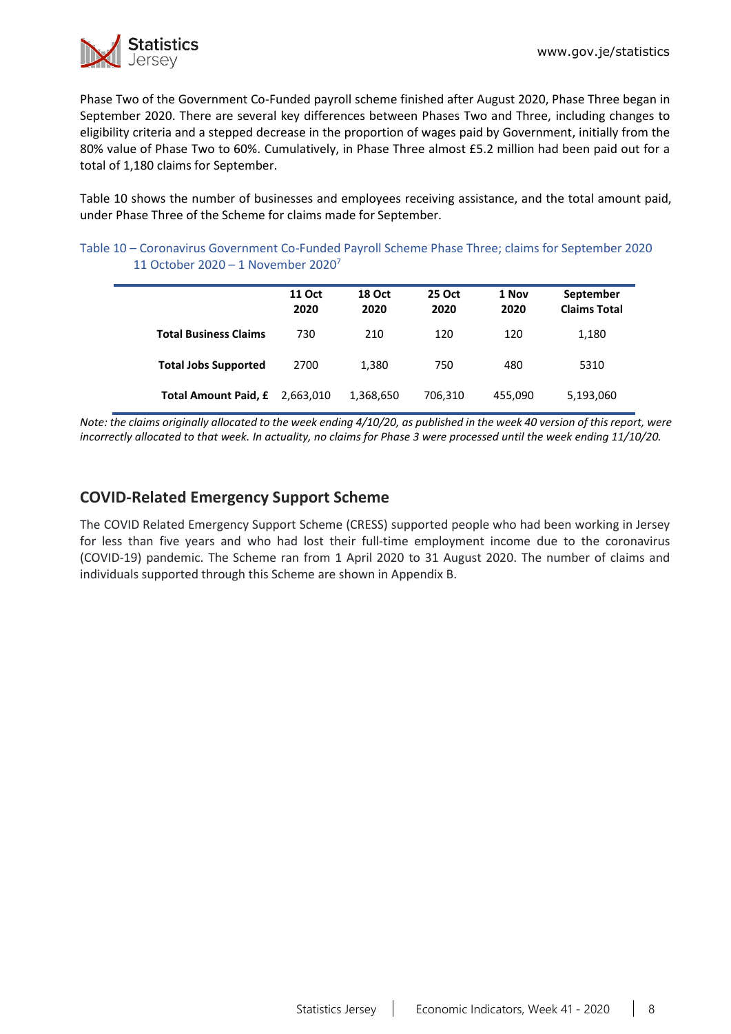Phase Two of the Government Co-Funded payroll scheme finished after August 2020, Phase Three began in September 2020. There are several key differences between Phases Two and Three, including changes to eligibility criteria and a stepped decrease in the proportion of wages paid by Government, initially from the 80% value of Phase Two to 60%. Cumulatively, in Phase Three almost £5.2 million had been paid out for a total of 1,180 claims for September.

Table 10 shows the number of businesses and employees receiving assistance, and the total amount paid, under Phase Three of the Scheme for claims made for September.

Table 10 – Coronavirus Government Co-Funded Payroll Scheme Phase Three; claims for September 2020 11 October 2020 – 1 November 2020[7]

| | 11 Oct 2020 | 18 Oct 2020 | 25 Oct 2020 | 1 Nov 2020 | September Claims Total |
|---|---|---|---|---|---|
| **Total Business Claims** | 730 | 210 | 120 | 120 | 1,180 |
| **Total Jobs Supported** | 2700 | 1,380 | 750 | 480 | 5310 |
| **Total Amount Paid, £** | 2,663,010 | 1,368,650 | 706,310 | 455,090 | 5,193,060 |

*Note: the claims originally allocated to the week ending 4/10/20, as published in the week 40 version of this report, were incorrectly allocated to that week. In actuality, no claims for Phase 3 were processed until the week ending 11/10/20.*

## COVID-Related Emergency Support Scheme

The COVID Related Emergency Support Scheme (CRESS) supported people who had been working in Jersey for less than five years and who had lost their full-time employment income due to the coronavirus (COVID-19) pandemic. The Scheme ran from 1 April 2020 to 31 August 2020. The number of claims and individuals supported through this Scheme are shown in Appendix B.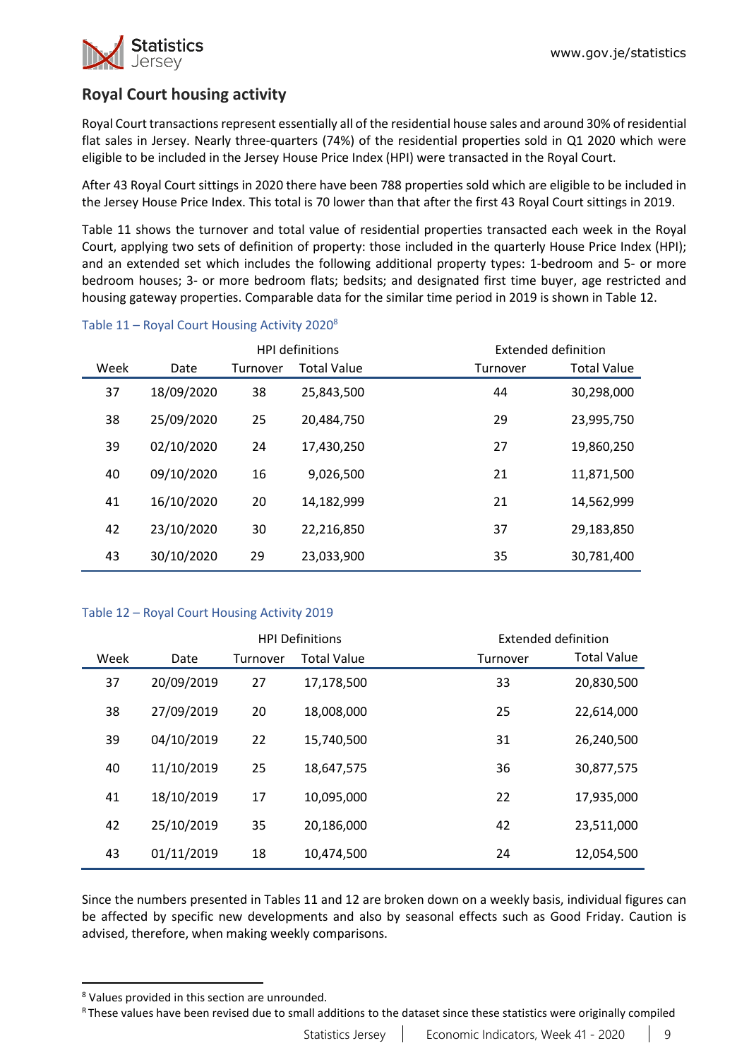## Royal Court housing activity

Royal Court transactions represent essentially all of the residential house sales and around 30% of residential flat sales in Jersey. Nearly three-quarters (74%) of the residential properties sold in Q1 2020 which were eligible to be included in the Jersey House Price Index (HPI) were transacted in the Royal Court.

After 43 Royal Court sittings in 2020 there have been 788 properties sold which are eligible to be included in the Jersey House Price Index. This total is 70 lower than that after the first 43 Royal Court sittings in 2019.

Table 11 shows the turnover and total value of residential properties transacted each week in the Royal Court, applying two sets of definition of property: those included in the quarterly House Price Index (HPI); and an extended set which includes the following additional property types: 1-bedroom and 5- or more bedroom houses; 3- or more bedroom flats; bedsits; and designated first time buyer, age restricted and housing gateway properties. Comparable data for the similar time period in 2019 is shown in Table 12.

Table 11 – Royal Court Housing Activity 2020[8]

| | | HPI definitions | | Extended definition | |
|---|---|---|---|---|---|
| Week | Date | Turnover | Total Value | Turnover | Total Value |
| 37 | 18/09/2020 | 38 | 25,843,500 | 44 | 30,298,000 |
| 38 | 25/09/2020 | 25 | 20,484,750 | 29 | 23,995,750 |
| 39 | 02/10/2020 | 24 | 17,430,250 | 27 | 19,860,250 |
| 40 | 09/10/2020 | 16 | 9,026,500 | 21 | 11,871,500 |
| 41 | 16/10/2020 | 20 | 14,182,999 | 21 | 14,562,999 |
| 42 | 23/10/2020 | 30 | 22,216,850 | 37 | 29,183,850 |
| 43 | 30/10/2020 | 29 | 23,033,900 | 35 | 30,781,400 |

Table 12 – Royal Court Housing Activity 2019

| | | HPI Definitions | | Extended definition | |
|---|---|---|---|---|---|
| Week | Date | Turnover | Total Value | Turnover | Total Value |
| 37 | 20/09/2019 | 27 | 17,178,500 | 33 | 20,830,500 |
| 38 | 27/09/2019 | 20 | 18,008,000 | 25 | 22,614,000 |
| 39 | 04/10/2019 | 22 | 15,740,500 | 31 | 26,240,500 |
| 40 | 11/10/2019 | 25 | 18,647,575 | 36 | 30,877,575 |
| 41 | 18/10/2019 | 17 | 10,095,000 | 22 | 17,935,000 |
| 42 | 25/10/2019 | 35 | 20,186,000 | 42 | 23,511,000 |
| 43 | 01/11/2019 | 18 | 10,474,500 | 24 | 12,054,500 |

Since the numbers presented in Tables 11 and 12 are broken down on a weekly basis, individual figures can be affected by specific new developments and also by seasonal effects such as Good Friday. Caution is advised, therefore, when making weekly comparisons.

[8] Values provided in this section are unrounded.

[R] These values have been revised due to small additions to the dataset since these statistics were originally compiled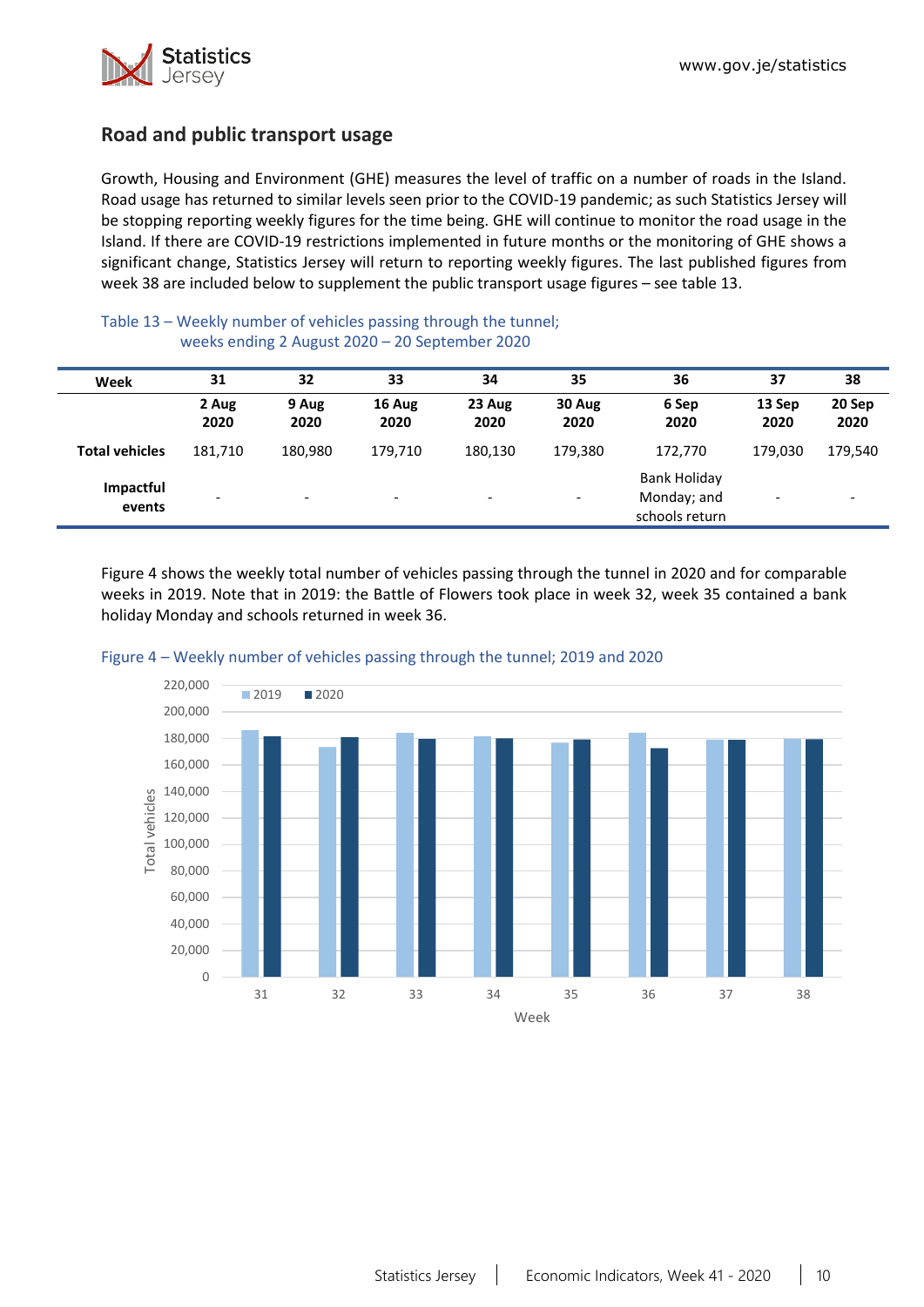## Road and public transport usage

Growth, Housing and Environment (GHE) measures the level of traffic on a number of roads in the Island. Road usage has returned to similar levels seen prior to the COVID-19 pandemic; as such Statistics Jersey will be stopping reporting weekly figures for the time being. GHE will continue to monitor the road usage in the Island. If there are COVID-19 restrictions implemented in future months or the monitoring of GHE shows a significant change, Statistics Jersey will return to reporting weekly figures. The last published figures from week 38 are included below to supplement the public transport usage figures – see table 13.

Table 13 – Weekly number of vehicles passing through the tunnel; weeks ending 2 August 2020 – 20 September 2020

| Week | 31 | 32 | 33 | 34 | 35 | 36 | 37 | 38 |
|---|---|---|---|---|---|---|---|---|
| | 2 Aug 2020 | 9 Aug 2020 | 16 Aug 2020 | 23 Aug 2020 | 30 Aug 2020 | 6 Sep 2020 | 13 Sep 2020 | 20 Sep 2020 |
| Total vehicles | 181,710 | 180,980 | 179,710 | 180,130 | 179,380 | 172,770 | 179,030 | 179,540 |
| Impactful events | - | - | - | - | - | Bank Holiday Monday; and schools return | - | - |

Figure 4 shows the weekly total number of vehicles passing through the tunnel in 2020 and for comparable weeks in 2019. Note that in 2019: the Battle of Flowers took place in week 32, week 35 contained a bank holiday Monday and schools returned in week 36.

Figure 4 – Weekly number of vehicles passing through the tunnel; 2019 and 2020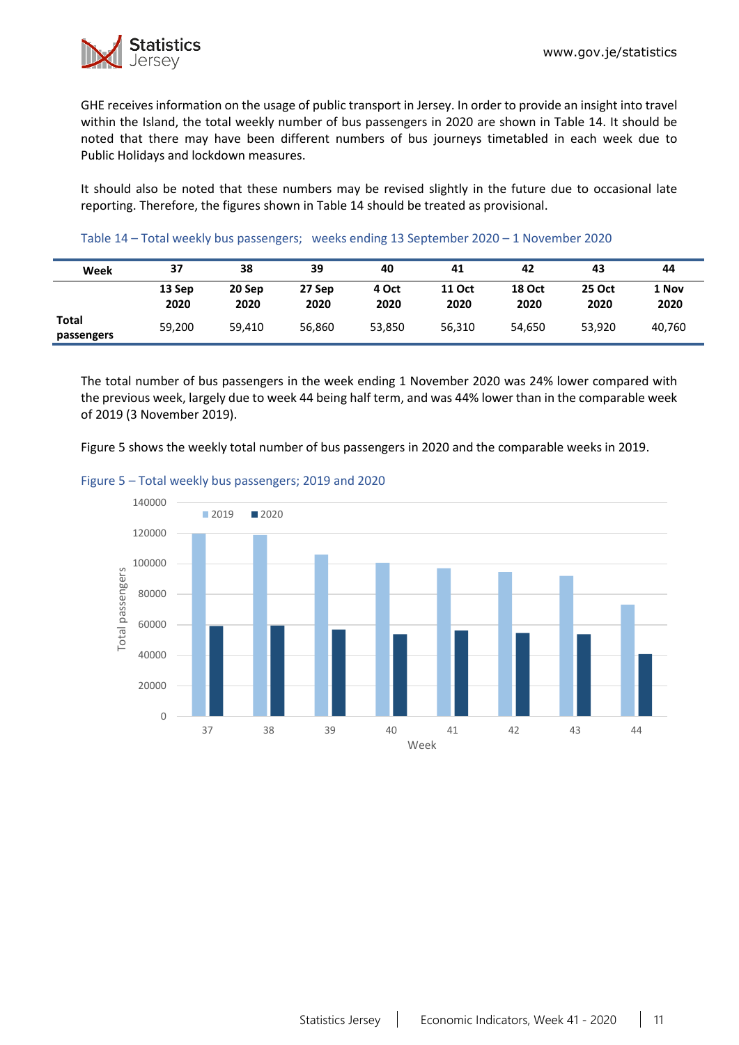GHE receives information on the usage of public transport in Jersey. In order to provide an insight into travel within the Island, the total weekly number of bus passengers in 2020 are shown in Table 14. It should be noted that there may have been different numbers of bus journeys timetabled in each week due to Public Holidays and lockdown measures.

It should also be noted that these numbers may be revised slightly in the future due to occasional late reporting. Therefore, the figures shown in Table 14 should be treated as provisional.

Table 14 – Total weekly bus passengers; weeks ending 13 September 2020 – 1 November 2020

| Week | 37 | 38 | 39 | 40 | 41 | 42 | 43 | 44 |
|---|---|---|---|---|---|---|---|---|
| | 13 Sep 2020 | 20 Sep 2020 | 27 Sep 2020 | 4 Oct 2020 | 11 Oct 2020 | 18 Oct 2020 | 25 Oct 2020 | 1 Nov 2020 |
| **Total passengers** | 59,200 | 59,410 | 56,860 | 53,850 | 56,310 | 54,650 | 53,920 | 40,760 |

The total number of bus passengers in the week ending 1 November 2020 was 24% lower compared with the previous week, largely due to week 44 being half term, and was 44% lower than in the comparable week of 2019 (3 November 2019).

Figure 5 shows the weekly total number of bus passengers in 2020 and the comparable weeks in 2019.

Figure 5 – Total weekly bus passengers; 2019 and 2020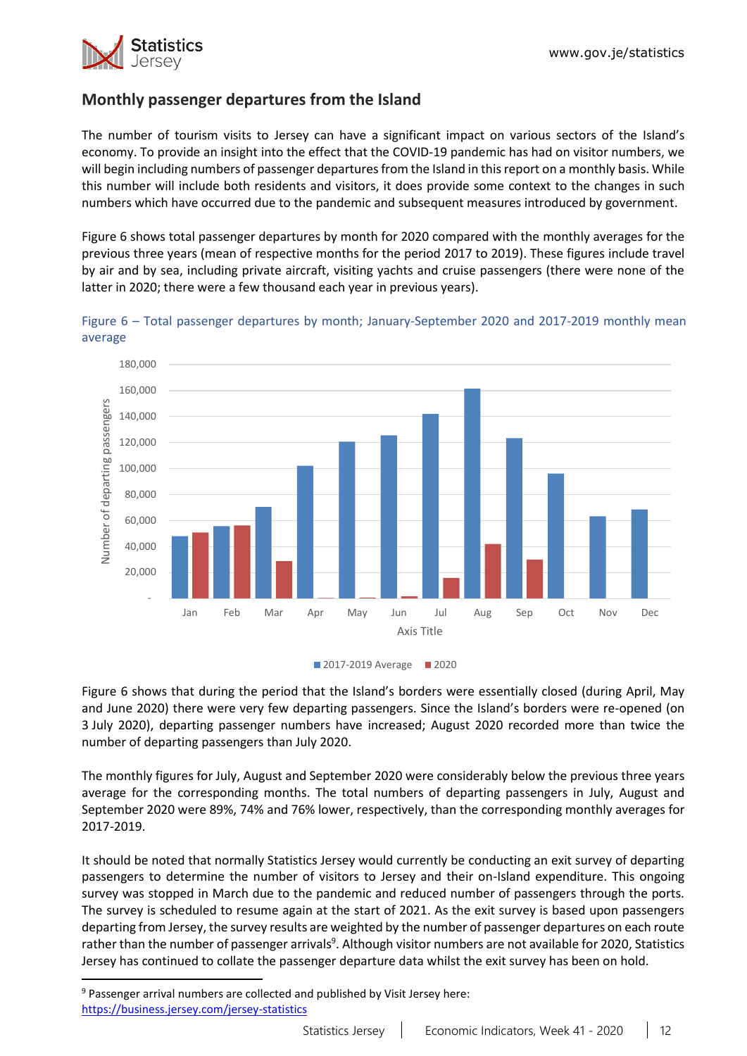## Monthly passenger departures from the Island

The number of tourism visits to Jersey can have a significant impact on various sectors of the Island's economy. To provide an insight into the effect that the COVID-19 pandemic has had on visitor numbers, we will begin including numbers of passenger departures from the Island in this report on a monthly basis. While this number will include both residents and visitors, it does provide some context to the changes in such numbers which have occurred due to the pandemic and subsequent measures introduced by government.

Figure 6 shows total passenger departures by month for 2020 compared with the monthly averages for the previous three years (mean of respective months for the period 2017 to 2019). These figures include travel by air and by sea, including private aircraft, visiting yachts and cruise passengers (there were none of the latter in 2020; there were a few thousand each year in previous years).

Figure 6 – Total passenger departures by month; January-September 2020 and 2017-2019 monthly mean average

Figure 6 shows that during the period that the Island's borders were essentially closed (during April, May and June 2020) there were very few departing passengers. Since the Island's borders were re-opened (on 3 July 2020), departing passenger numbers have increased; August 2020 recorded more than twice the number of departing passengers than July 2020.

The monthly figures for July, August and September 2020 were considerably below the previous three years average for the corresponding months. The total numbers of departing passengers in July, August and September 2020 were 89%, 74% and 76% lower, respectively, than the corresponding monthly averages for 2017-2019.

It should be noted that normally Statistics Jersey would currently be conducting an exit survey of departing passengers to determine the number of visitors to Jersey and their on-Island expenditure. This ongoing survey was stopped in March due to the pandemic and reduced number of passengers through the ports. The survey is scheduled to resume again at the start of 2021. As the exit survey is based upon passengers departing from Jersey, the survey results are weighted by the number of passenger departures on each route rather than the number of passenger arrivals[9]. Although visitor numbers are not available for 2020, Statistics Jersey has continued to collate the passenger departure data whilst the exit survey has been on hold.

[9] Passenger arrival numbers are collected and published by Visit Jersey here: https://business.jersey.com/jersey-statistics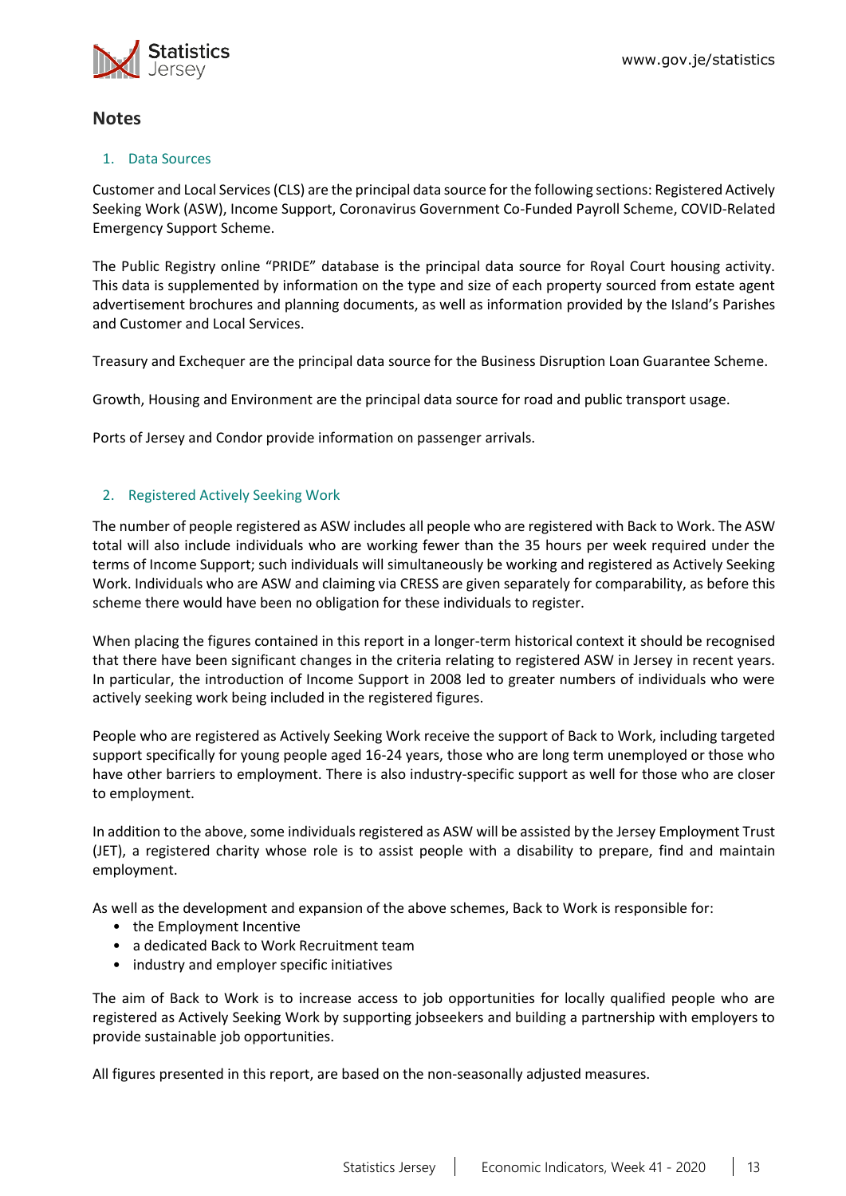## Notes

### 1. Data Sources

Customer and Local Services (CLS) are the principal data source for the following sections: Registered Actively Seeking Work (ASW), Income Support, Coronavirus Government Co-Funded Payroll Scheme, COVID-Related Emergency Support Scheme.

The Public Registry online "PRIDE" database is the principal data source for Royal Court housing activity. This data is supplemented by information on the type and size of each property sourced from estate agent advertisement brochures and planning documents, as well as information provided by the Island's Parishes and Customer and Local Services.

Treasury and Exchequer are the principal data source for the Business Disruption Loan Guarantee Scheme.

Growth, Housing and Environment are the principal data source for road and public transport usage.

Ports of Jersey and Condor provide information on passenger arrivals.

### 2. Registered Actively Seeking Work

The number of people registered as ASW includes all people who are registered with Back to Work. The ASW total will also include individuals who are working fewer than the 35 hours per week required under the terms of Income Support; such individuals will simultaneously be working and registered as Actively Seeking Work. Individuals who are ASW and claiming via CRESS are given separately for comparability, as before this scheme there would have been no obligation for these individuals to register.

When placing the figures contained in this report in a longer-term historical context it should be recognised that there have been significant changes in the criteria relating to registered ASW in Jersey in recent years. In particular, the introduction of Income Support in 2008 led to greater numbers of individuals who were actively seeking work being included in the registered figures.

People who are registered as Actively Seeking Work receive the support of Back to Work, including targeted support specifically for young people aged 16-24 years, those who are long term unemployed or those who have other barriers to employment. There is also industry-specific support as well for those who are closer to employment.

In addition to the above, some individuals registered as ASW will be assisted by the Jersey Employment Trust (JET), a registered charity whose role is to assist people with a disability to prepare, find and maintain employment.

As well as the development and expansion of the above schemes, Back to Work is responsible for:

- the Employment Incentive
- a dedicated Back to Work Recruitment team
- industry and employer specific initiatives

The aim of Back to Work is to increase access to job opportunities for locally qualified people who are registered as Actively Seeking Work by supporting jobseekers and building a partnership with employers to provide sustainable job opportunities.

All figures presented in this report, are based on the non-seasonally adjusted measures.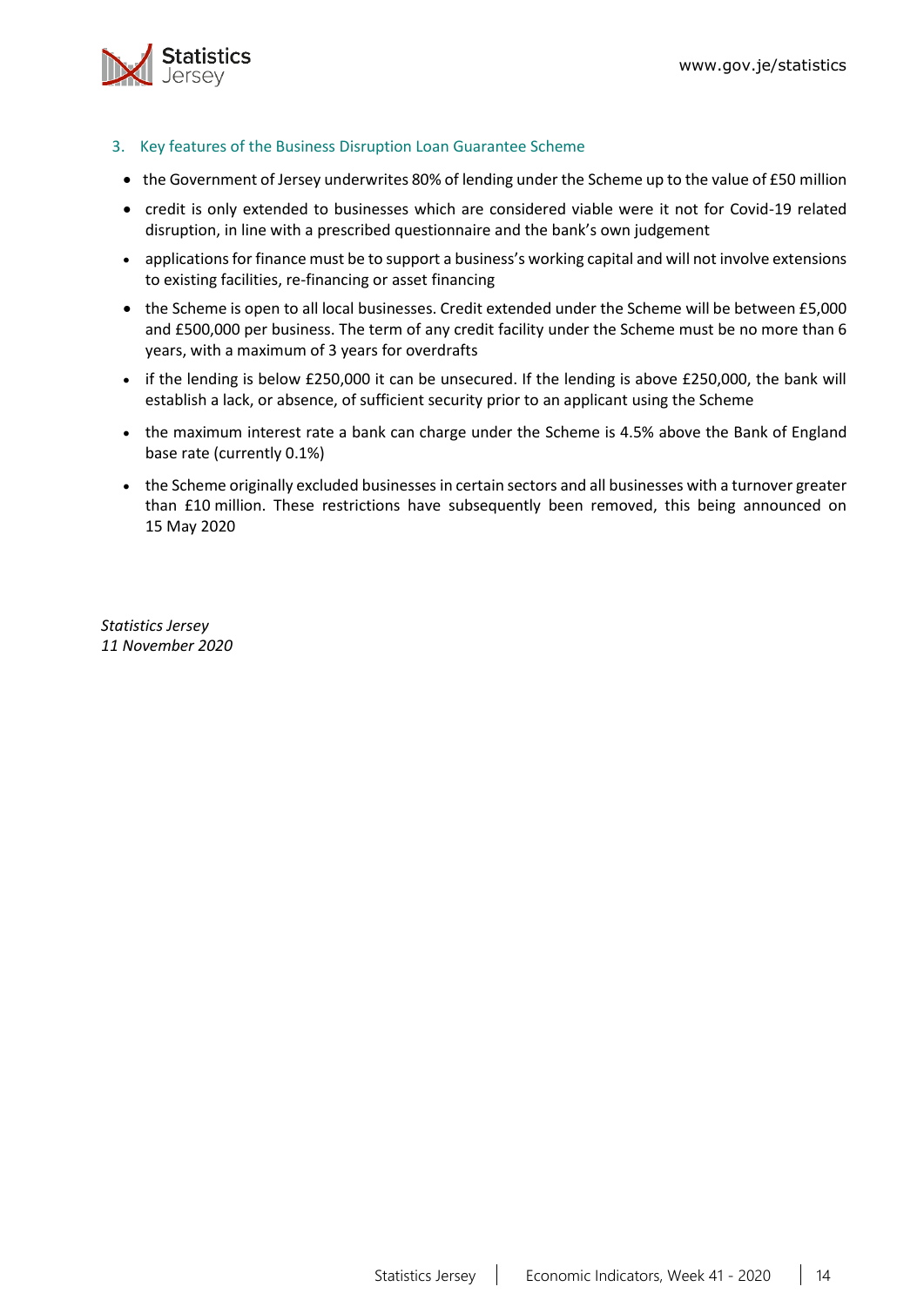### 3. Key features of the Business Disruption Loan Guarantee Scheme

- the Government of Jersey underwrites 80% of lending under the Scheme up to the value of £50 million
- credit is only extended to businesses which are considered viable were it not for Covid-19 related disruption, in line with a prescribed questionnaire and the bank's own judgement
- applications for finance must be to support a business's working capital and will not involve extensions to existing facilities, re-financing or asset financing
- the Scheme is open to all local businesses. Credit extended under the Scheme will be between £5,000 and £500,000 per business. The term of any credit facility under the Scheme must be no more than 6 years, with a maximum of 3 years for overdrafts
- if the lending is below £250,000 it can be unsecured. If the lending is above £250,000, the bank will establish a lack, or absence, of sufficient security prior to an applicant using the Scheme
- the maximum interest rate a bank can charge under the Scheme is 4.5% above the Bank of England base rate (currently 0.1%)
- the Scheme originally excluded businesses in certain sectors and all businesses with a turnover greater than £10 million. These restrictions have subsequently been removed, this being announced on 15 May 2020

*Statistics Jersey*
*11 November 2020*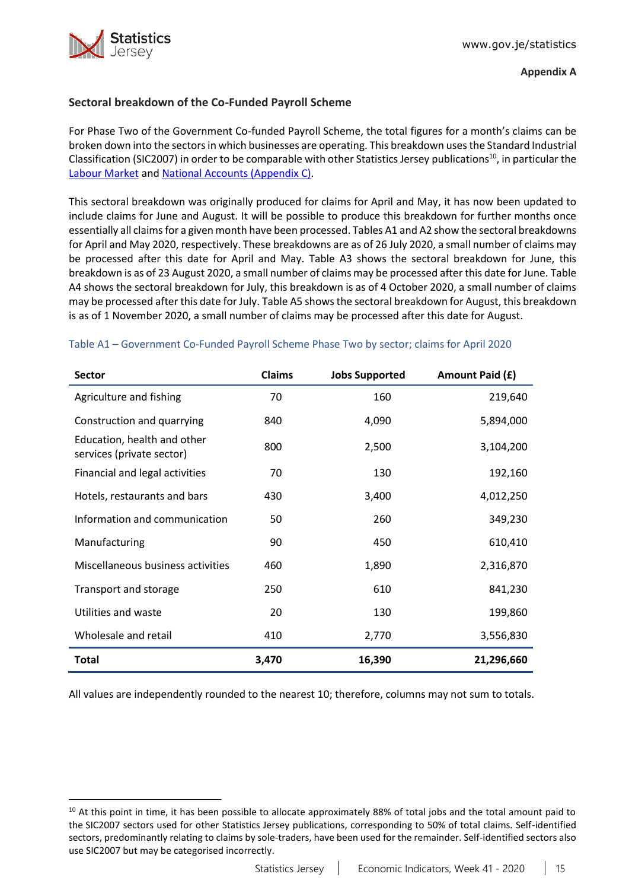**Appendix A**

### Sectoral breakdown of the Co-Funded Payroll Scheme

For Phase Two of the Government Co-funded Payroll Scheme, the total figures for a month's claims can be broken down into the sectors in which businesses are operating. This breakdown uses the Standard Industrial Classification (SIC2007) in order to be comparable with other Statistics Jersey publications[10], in particular the Labour Market and National Accounts (Appendix C).

This sectoral breakdown was originally produced for claims for April and May, it has now been updated to include claims for June and August. It will be possible to produce this breakdown for further months once essentially all claims for a given month have been processed. Tables A1 and A2 show the sectoral breakdowns for April and May 2020, respectively. These breakdowns are as of 26 July 2020, a small number of claims may be processed after this date for April and May. Table A3 shows the sectoral breakdown for June, this breakdown is as of 23 August 2020, a small number of claims may be processed after this date for June. Table A4 shows the sectoral breakdown for July, this breakdown is as of 4 October 2020, a small number of claims may be processed after this date for July. Table A5 shows the sectoral breakdown for August, this breakdown is as of 1 November 2020, a small number of claims may be processed after this date for August.

Table A1 – Government Co-Funded Payroll Scheme Phase Two by sector; claims for April 2020

| Sector | Claims | Jobs Supported | Amount Paid (£) |
|---|---|---|---|
| Agriculture and fishing | 70 | 160 | 219,640 |
| Construction and quarrying | 840 | 4,090 | 5,894,000 |
| Education, health and other services (private sector) | 800 | 2,500 | 3,104,200 |
| Financial and legal activities | 70 | 130 | 192,160 |
| Hotels, restaurants and bars | 430 | 3,400 | 4,012,250 |
| Information and communication | 50 | 260 | 349,230 |
| Manufacturing | 90 | 450 | 610,410 |
| Miscellaneous business activities | 460 | 1,890 | 2,316,870 |
| Transport and storage | 250 | 610 | 841,230 |
| Utilities and waste | 20 | 130 | 199,860 |
| Wholesale and retail | 410 | 2,770 | 3,556,830 |
| **Total** | **3,470** | **16,390** | **21,296,660** |

All values are independently rounded to the nearest 10; therefore, columns may not sum to totals.

[10] At this point in time, it has been possible to allocate approximately 88% of total jobs and the total amount paid to the SIC2007 sectors used for other Statistics Jersey publications, corresponding to 50% of total claims. Self-identified sectors, predominantly relating to claims by sole-traders, have been used for the remainder. Self-identified sectors also use SIC2007 but may be categorised incorrectly.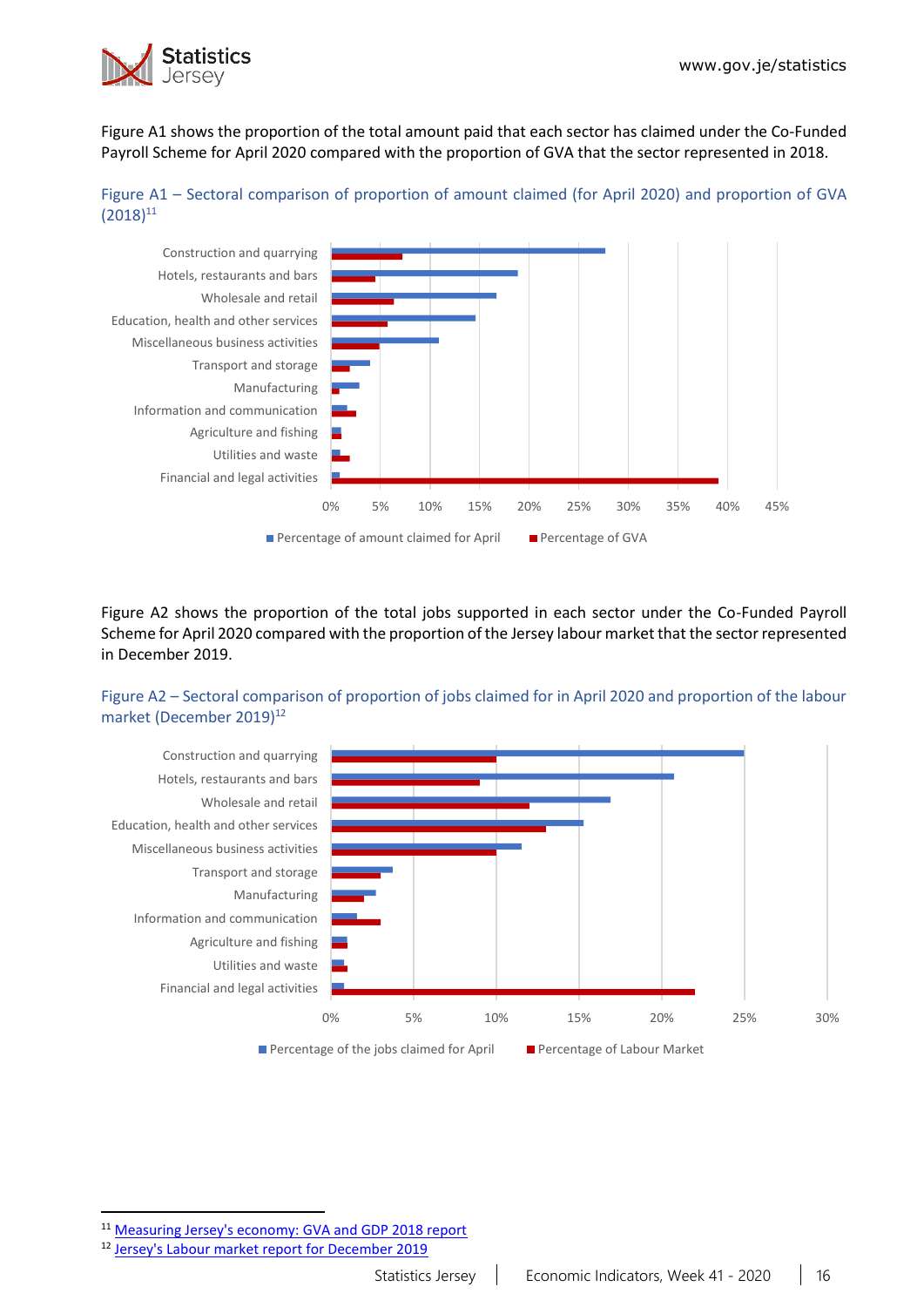Figure A1 shows the proportion of the total amount paid that each sector has claimed under the Co-Funded Payroll Scheme for April 2020 compared with the proportion of GVA that the sector represented in 2018.

Figure A1 – Sectoral comparison of proportion of amount claimed (for April 2020) and proportion of GVA (2018)[11]

Figure A2 shows the proportion of the total jobs supported in each sector under the Co-Funded Payroll Scheme for April 2020 compared with the proportion of the Jersey labour market that the sector represented in December 2019.

Figure A2 – Sectoral comparison of proportion of jobs claimed for in April 2020 and proportion of the labour market (December 2019)[12]

[11] Measuring Jersey's economy: GVA and GDP 2018 report

[12] Jersey's Labour market report for December 2019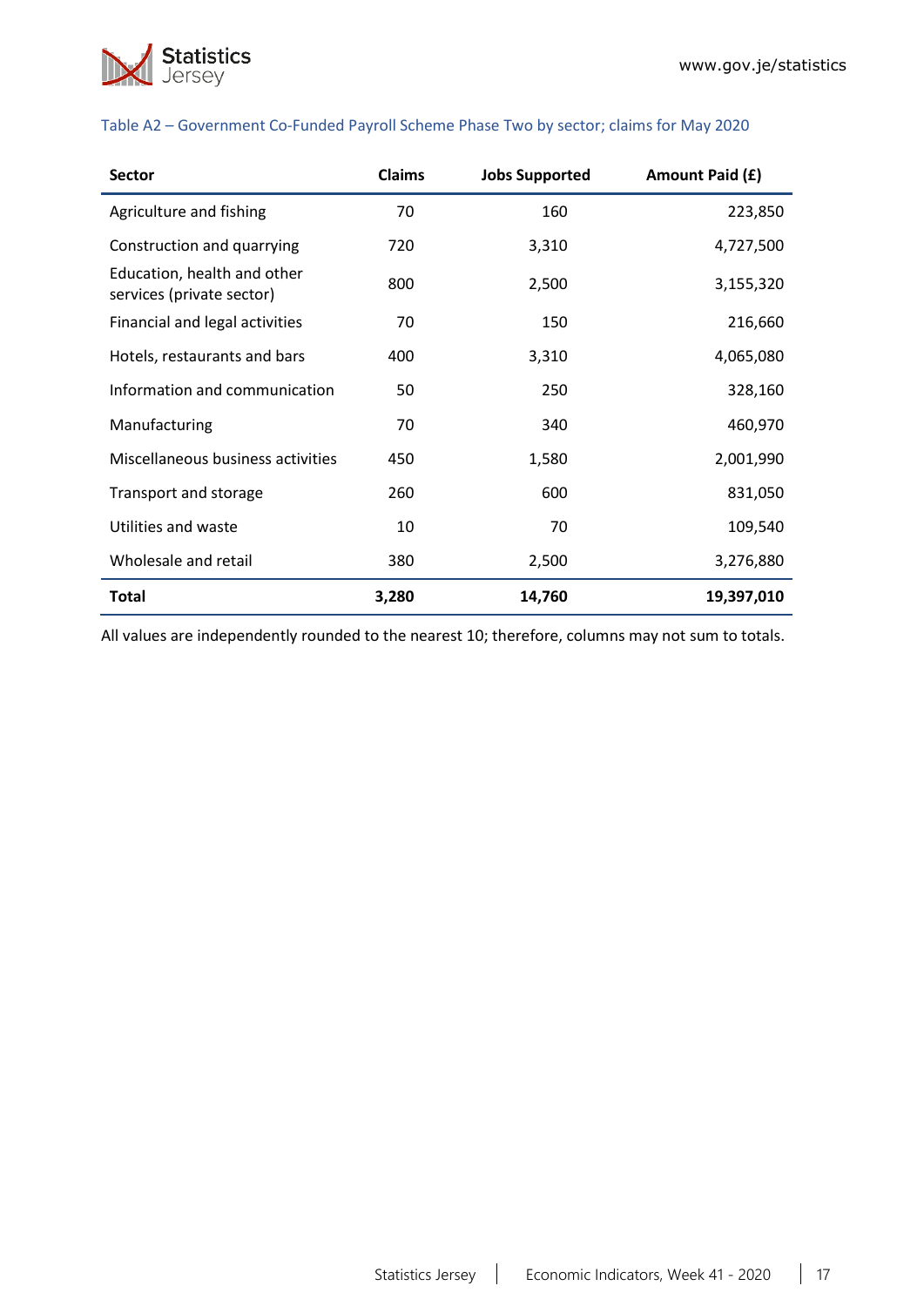Table A2 – Government Co-Funded Payroll Scheme Phase Two by sector; claims for May 2020

| Sector | Claims | Jobs Supported | Amount Paid (£) |
|---|---|---|---|
| Agriculture and fishing | 70 | 160 | 223,850 |
| Construction and quarrying | 720 | 3,310 | 4,727,500 |
| Education, health and other services (private sector) | 800 | 2,500 | 3,155,320 |
| Financial and legal activities | 70 | 150 | 216,660 |
| Hotels, restaurants and bars | 400 | 3,310 | 4,065,080 |
| Information and communication | 50 | 250 | 328,160 |
| Manufacturing | 70 | 340 | 460,970 |
| Miscellaneous business activities | 450 | 1,580 | 2,001,990 |
| Transport and storage | 260 | 600 | 831,050 |
| Utilities and waste | 10 | 70 | 109,540 |
| Wholesale and retail | 380 | 2,500 | 3,276,880 |
| **Total** | **3,280** | **14,760** | **19,397,010** |

All values are independently rounded to the nearest 10; therefore, columns may not sum to totals.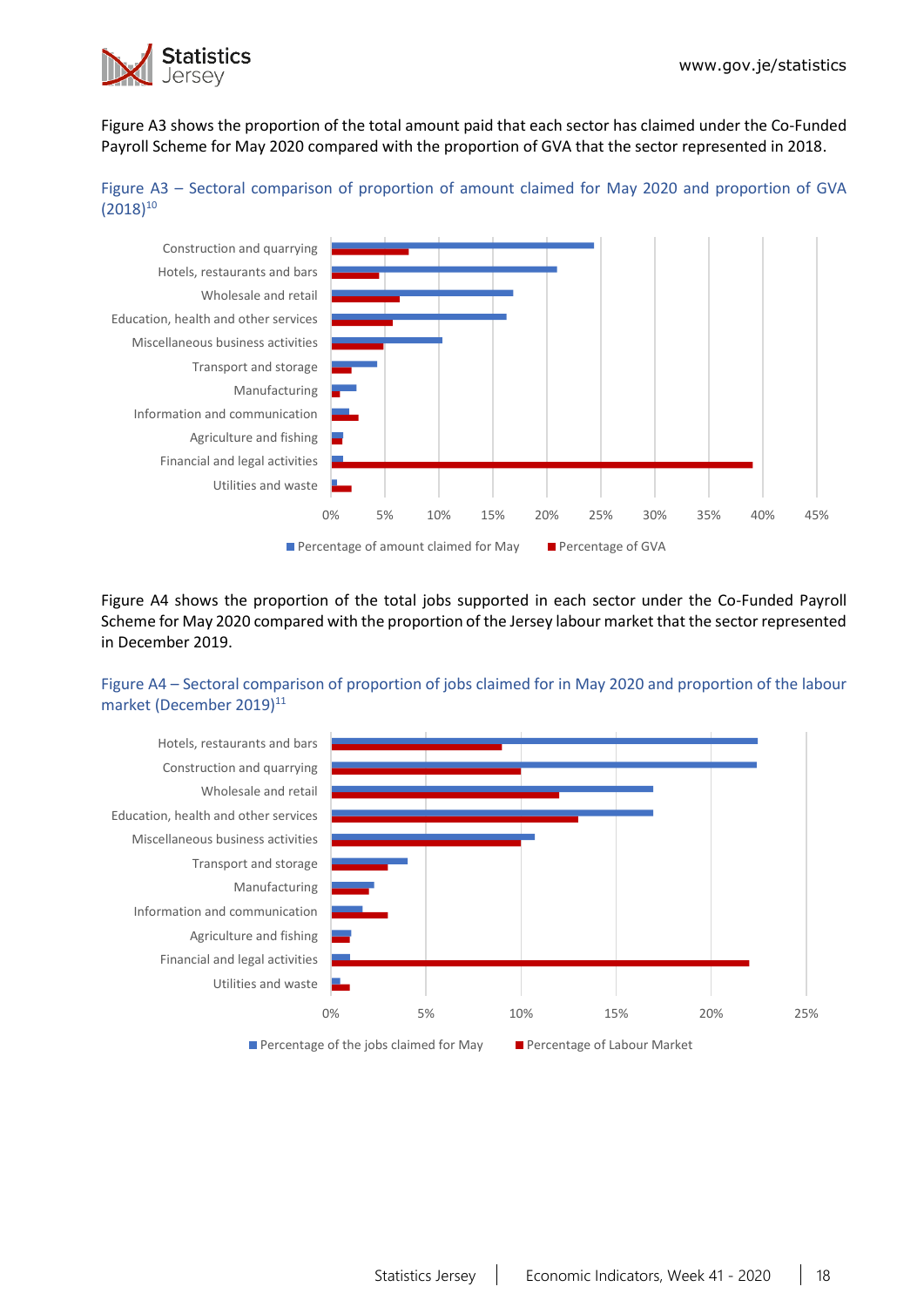Figure A3 shows the proportion of the total amount paid that each sector has claimed under the Co-Funded Payroll Scheme for May 2020 compared with the proportion of GVA that the sector represented in 2018.

Figure A3 – Sectoral comparison of proportion of amount claimed for May 2020 and proportion of GVA (2018)[10]

Construction and quarrying
Hotels, restaurants and bars
Wholesale and retail
Education, health and other services
Miscellaneous business activities
Transport and storage
Manufacturing
Information and communication
Agriculture and fishing
Financial and legal activities
Utilities and waste

0% 5% 10% 15% 20% 25% 30% 35% 40% 45%

Percentage of amount claimed for May | Percentage of GVA

Figure A4 shows the proportion of the total jobs supported in each sector under the Co-Funded Payroll Scheme for May 2020 compared with the proportion of the Jersey labour market that the sector represented in December 2019.

Figure A4 – Sectoral comparison of proportion of jobs claimed for in May 2020 and proportion of the labour market (December 2019)[11]

Hotels, restaurants and bars
Construction and quarrying
Wholesale and retail
Education, health and other services
Miscellaneous business activities
Transport and storage
Manufacturing
Information and communication
Agriculture and fishing
Financial and legal activities
Utilities and waste

0% 5% 10% 15% 20% 25%

Percentage of the jobs claimed for May | Percentage of Labour Market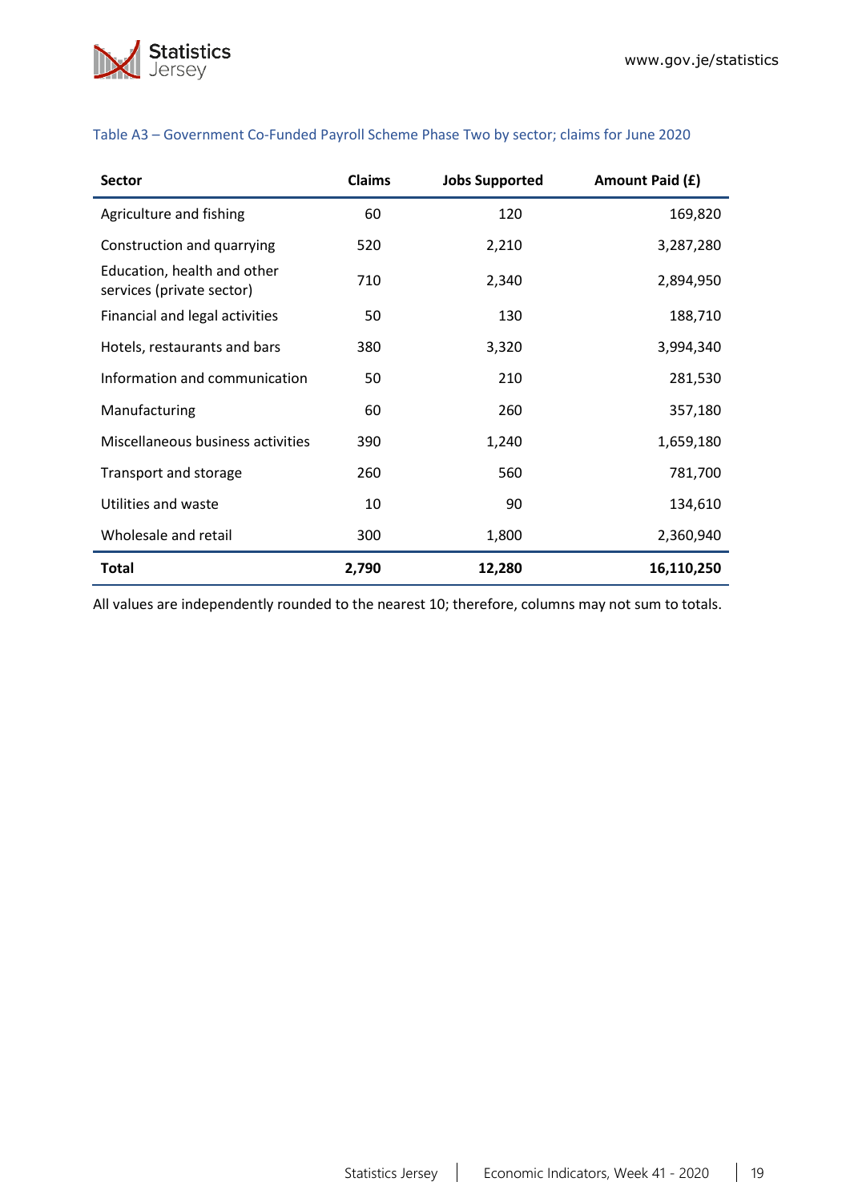Table A3 – Government Co-Funded Payroll Scheme Phase Two by sector; claims for June 2020

| Sector | Claims | Jobs Supported | Amount Paid (£) |
|---|---|---|---|
| Agriculture and fishing | 60 | 120 | 169,820 |
| Construction and quarrying | 520 | 2,210 | 3,287,280 |
| Education, health and other services (private sector) | 710 | 2,340 | 2,894,950 |
| Financial and legal activities | 50 | 130 | 188,710 |
| Hotels, restaurants and bars | 380 | 3,320 | 3,994,340 |
| Information and communication | 50 | 210 | 281,530 |
| Manufacturing | 60 | 260 | 357,180 |
| Miscellaneous business activities | 390 | 1,240 | 1,659,180 |
| Transport and storage | 260 | 560 | 781,700 |
| Utilities and waste | 10 | 90 | 134,610 |
| Wholesale and retail | 300 | 1,800 | 2,360,940 |
| **Total** | **2,790** | **12,280** | **16,110,250** |

All values are independently rounded to the nearest 10; therefore, columns may not sum to totals.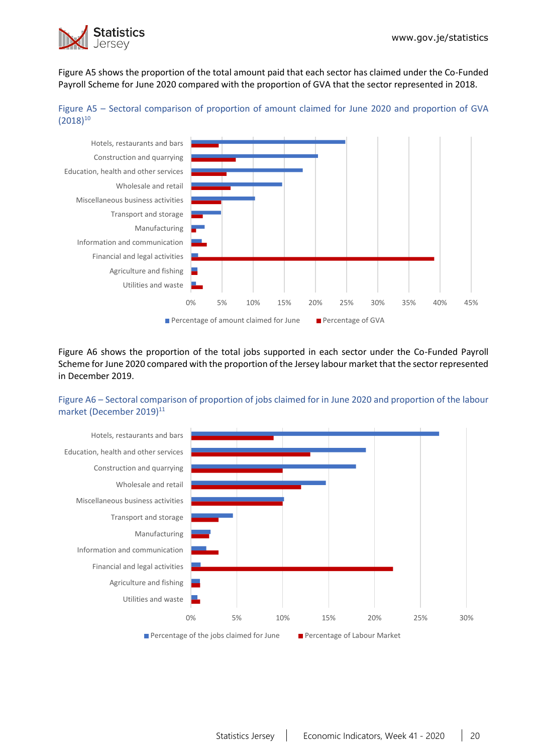Figure A5 shows the proportion of the total amount paid that each sector has claimed under the Co-Funded Payroll Scheme for June 2020 compared with the proportion of GVA that the sector represented in 2018.

Figure A5 – Sectoral comparison of proportion of amount claimed for June 2020 and proportion of GVA (2018)[10]

Figure A6 shows the proportion of the total jobs supported in each sector under the Co-Funded Payroll Scheme for June 2020 compared with the proportion of the Jersey labour market that the sector represented in December 2019.

Figure A6 – Sectoral comparison of proportion of jobs claimed for in June 2020 and proportion of the labour market (December 2019)[11]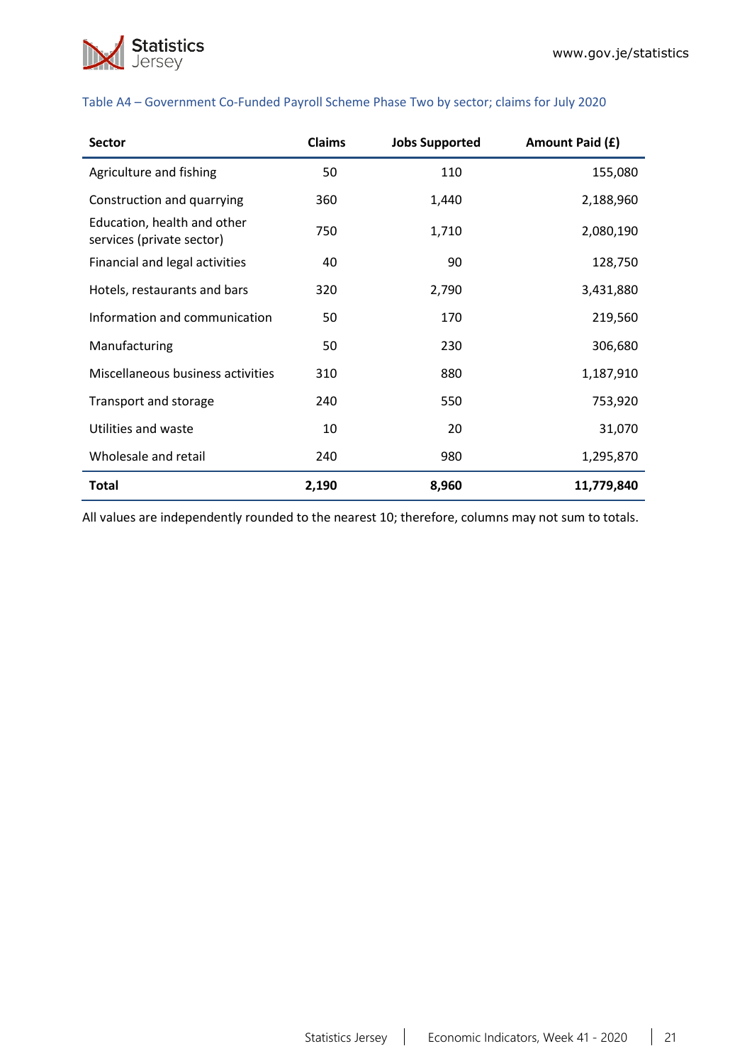Table A4 – Government Co-Funded Payroll Scheme Phase Two by sector; claims for July 2020

| Sector | Claims | Jobs Supported | Amount Paid (£) |
|---|---|---|---|
| Agriculture and fishing | 50 | 110 | 155,080 |
| Construction and quarrying | 360 | 1,440 | 2,188,960 |
| Education, health and other services (private sector) | 750 | 1,710 | 2,080,190 |
| Financial and legal activities | 40 | 90 | 128,750 |
| Hotels, restaurants and bars | 320 | 2,790 | 3,431,880 |
| Information and communication | 50 | 170 | 219,560 |
| Manufacturing | 50 | 230 | 306,680 |
| Miscellaneous business activities | 310 | 880 | 1,187,910 |
| Transport and storage | 240 | 550 | 753,920 |
| Utilities and waste | 10 | 20 | 31,070 |
| Wholesale and retail | 240 | 980 | 1,295,870 |
| **Total** | **2,190** | **8,960** | **11,779,840** |

All values are independently rounded to the nearest 10; therefore, columns may not sum to totals.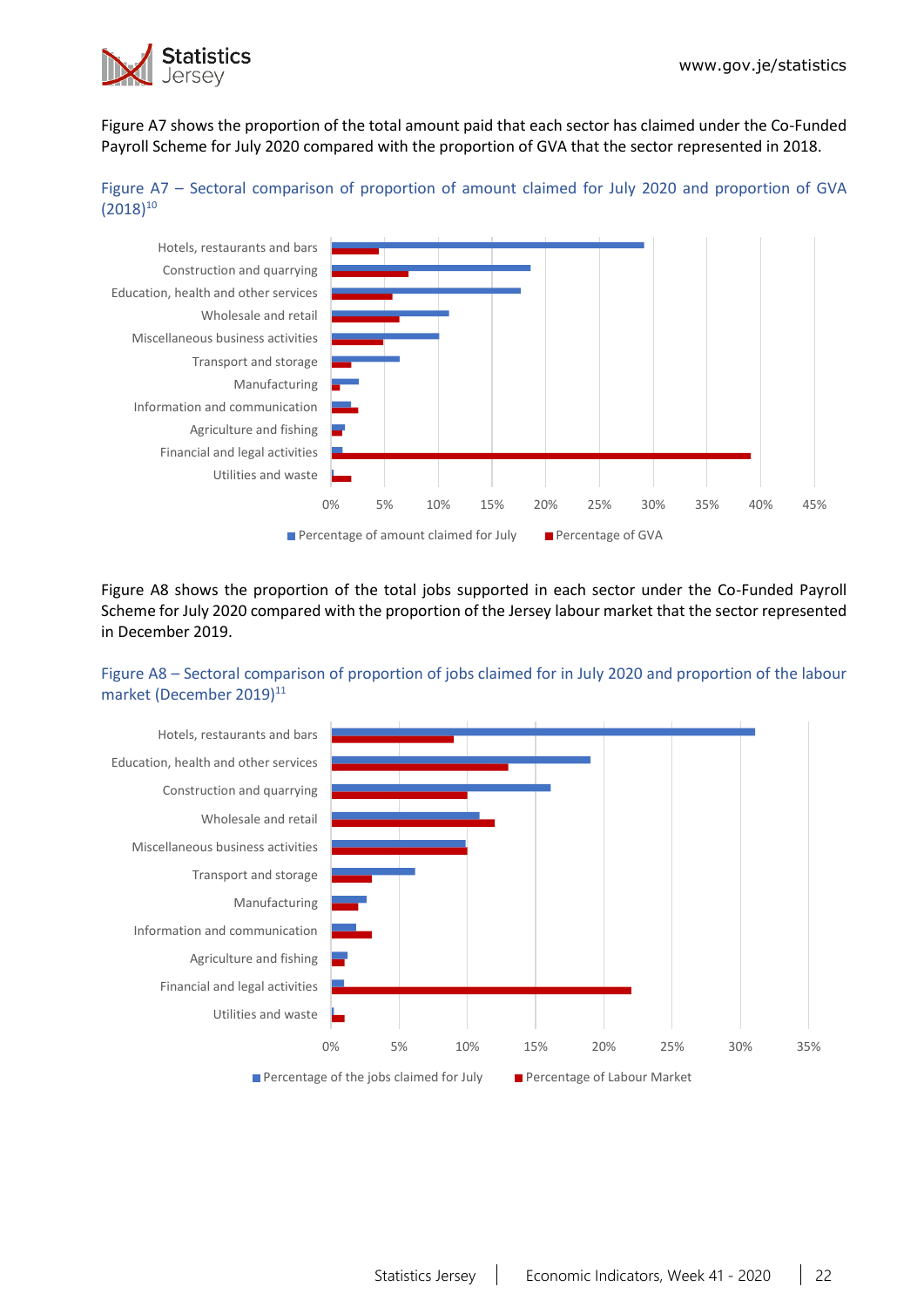Figure A7 shows the proportion of the total amount paid that each sector has claimed under the Co-Funded Payroll Scheme for July 2020 compared with the proportion of GVA that the sector represented in 2018.

Figure A7 – Sectoral comparison of proportion of amount claimed for July 2020 and proportion of GVA (2018)[10]

Figure A8 shows the proportion of the total jobs supported in each sector under the Co-Funded Payroll Scheme for July 2020 compared with the proportion of the Jersey labour market that the sector represented in December 2019.

Figure A8 – Sectoral comparison of proportion of jobs claimed for in July 2020 and proportion of the labour market (December 2019)[11]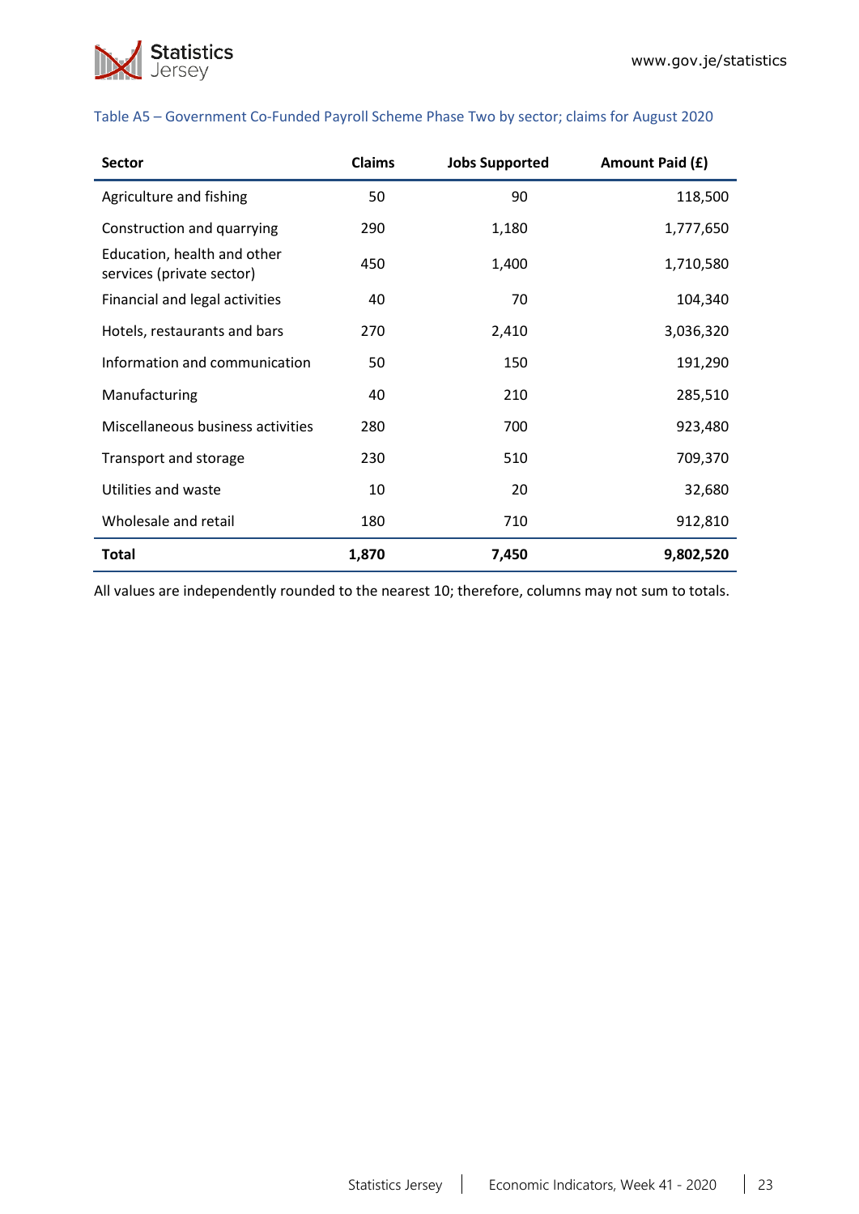Table A5 – Government Co-Funded Payroll Scheme Phase Two by sector; claims for August 2020

| Sector | Claims | Jobs Supported | Amount Paid (£) |
|---|---|---|---|
| Agriculture and fishing | 50 | 90 | 118,500 |
| Construction and quarrying | 290 | 1,180 | 1,777,650 |
| Education, health and other services (private sector) | 450 | 1,400 | 1,710,580 |
| Financial and legal activities | 40 | 70 | 104,340 |
| Hotels, restaurants and bars | 270 | 2,410 | 3,036,320 |
| Information and communication | 50 | 150 | 191,290 |
| Manufacturing | 40 | 210 | 285,510 |
| Miscellaneous business activities | 280 | 700 | 923,480 |
| Transport and storage | 230 | 510 | 709,370 |
| Utilities and waste | 10 | 20 | 32,680 |
| Wholesale and retail | 180 | 710 | 912,810 |
| **Total** | **1,870** | **7,450** | **9,802,520** |

All values are independently rounded to the nearest 10; therefore, columns may not sum to totals.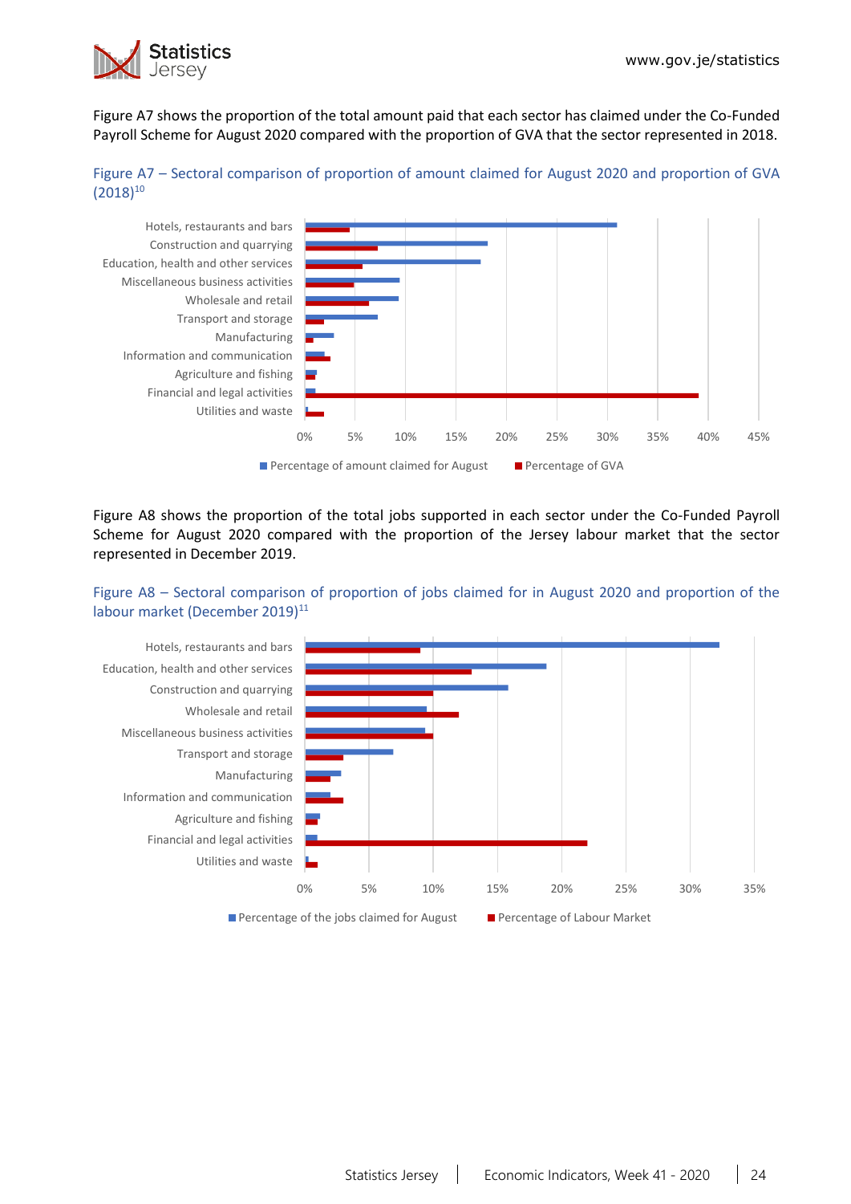Figure A7 shows the proportion of the total amount paid that each sector has claimed under the Co-Funded Payroll Scheme for August 2020 compared with the proportion of GVA that the sector represented in 2018.

Figure A7 – Sectoral comparison of proportion of amount claimed for August 2020 and proportion of GVA (2018)[10]

Figure A8 shows the proportion of the total jobs supported in each sector under the Co-Funded Payroll Scheme for August 2020 compared with the proportion of the Jersey labour market that the sector represented in December 2019.

Figure A8 – Sectoral comparison of proportion of jobs claimed for in August 2020 and proportion of the labour market (December 2019)[11]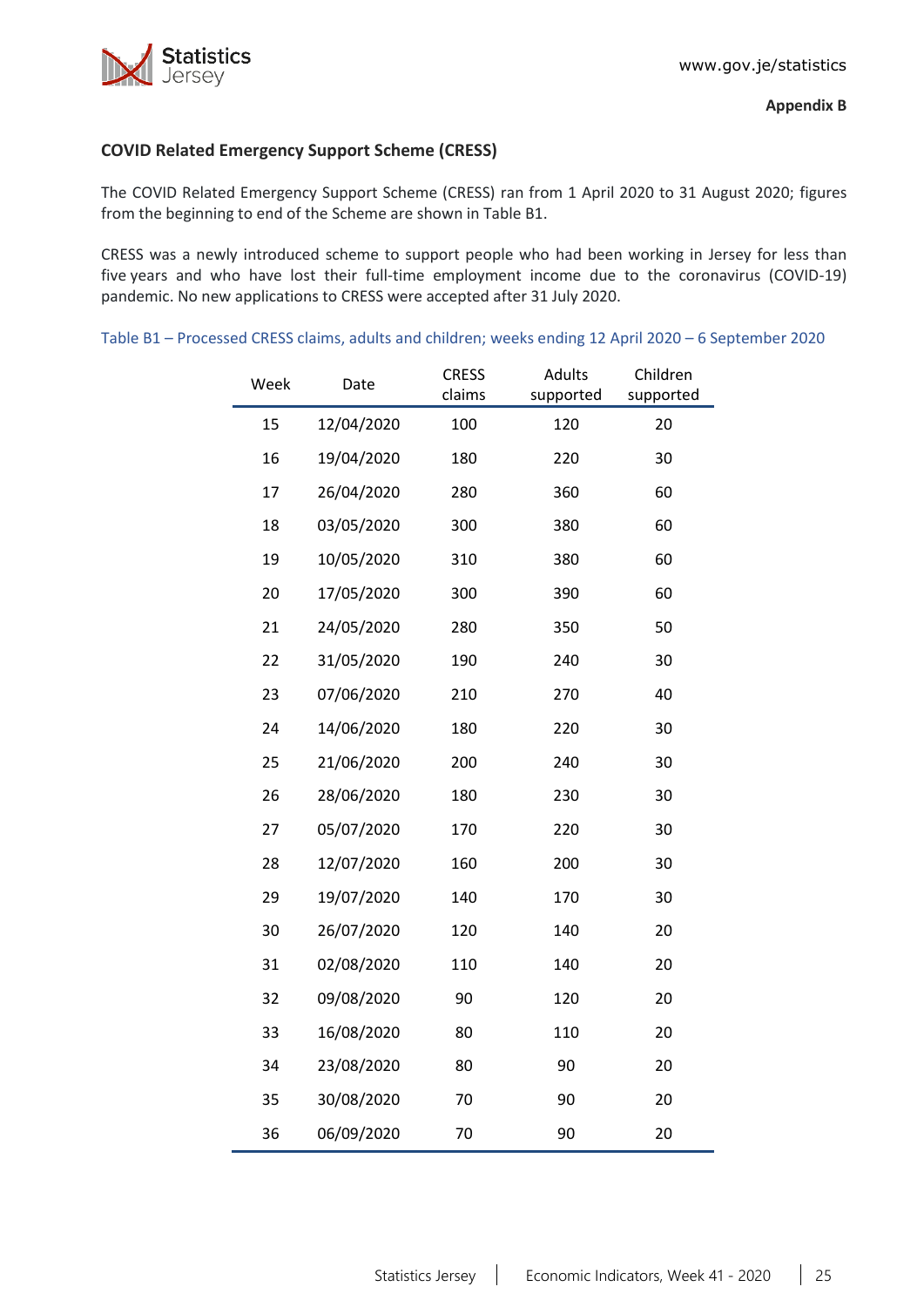**Appendix B**

### COVID Related Emergency Support Scheme (CRESS)

The COVID Related Emergency Support Scheme (CRESS) ran from 1 April 2020 to 31 August 2020; figures from the beginning to end of the Scheme are shown in Table B1.

CRESS was a newly introduced scheme to support people who had been working in Jersey for less than five years and who have lost their full-time employment income due to the coronavirus (COVID-19) pandemic. No new applications to CRESS were accepted after 31 July 2020.

Table B1 – Processed CRESS claims, adults and children; weeks ending 12 April 2020 – 6 September 2020

| Week | Date | CRESS claims | Adults supported | Children supported |
|---|---|---|---|---|
| 15 | 12/04/2020 | 100 | 120 | 20 |
| 16 | 19/04/2020 | 180 | 220 | 30 |
| 17 | 26/04/2020 | 280 | 360 | 60 |
| 18 | 03/05/2020 | 300 | 380 | 60 |
| 19 | 10/05/2020 | 310 | 380 | 60 |
| 20 | 17/05/2020 | 300 | 390 | 60 |
| 21 | 24/05/2020 | 280 | 350 | 50 |
| 22 | 31/05/2020 | 190 | 240 | 30 |
| 23 | 07/06/2020 | 210 | 270 | 40 |
| 24 | 14/06/2020 | 180 | 220 | 30 |
| 25 | 21/06/2020 | 200 | 240 | 30 |
| 26 | 28/06/2020 | 180 | 230 | 30 |
| 27 | 05/07/2020 | 170 | 220 | 30 |
| 28 | 12/07/2020 | 160 | 200 | 30 |
| 29 | 19/07/2020 | 140 | 170 | 30 |
| 30 | 26/07/2020 | 120 | 140 | 20 |
| 31 | 02/08/2020 | 110 | 140 | 20 |
| 32 | 09/08/2020 | 90 | 120 | 20 |
| 33 | 16/08/2020 | 80 | 110 | 20 |
| 34 | 23/08/2020 | 80 | 90 | 20 |
| 35 | 30/08/2020 | 70 | 90 | 20 |
| 36 | 06/09/2020 | 70 | 90 | 20 |